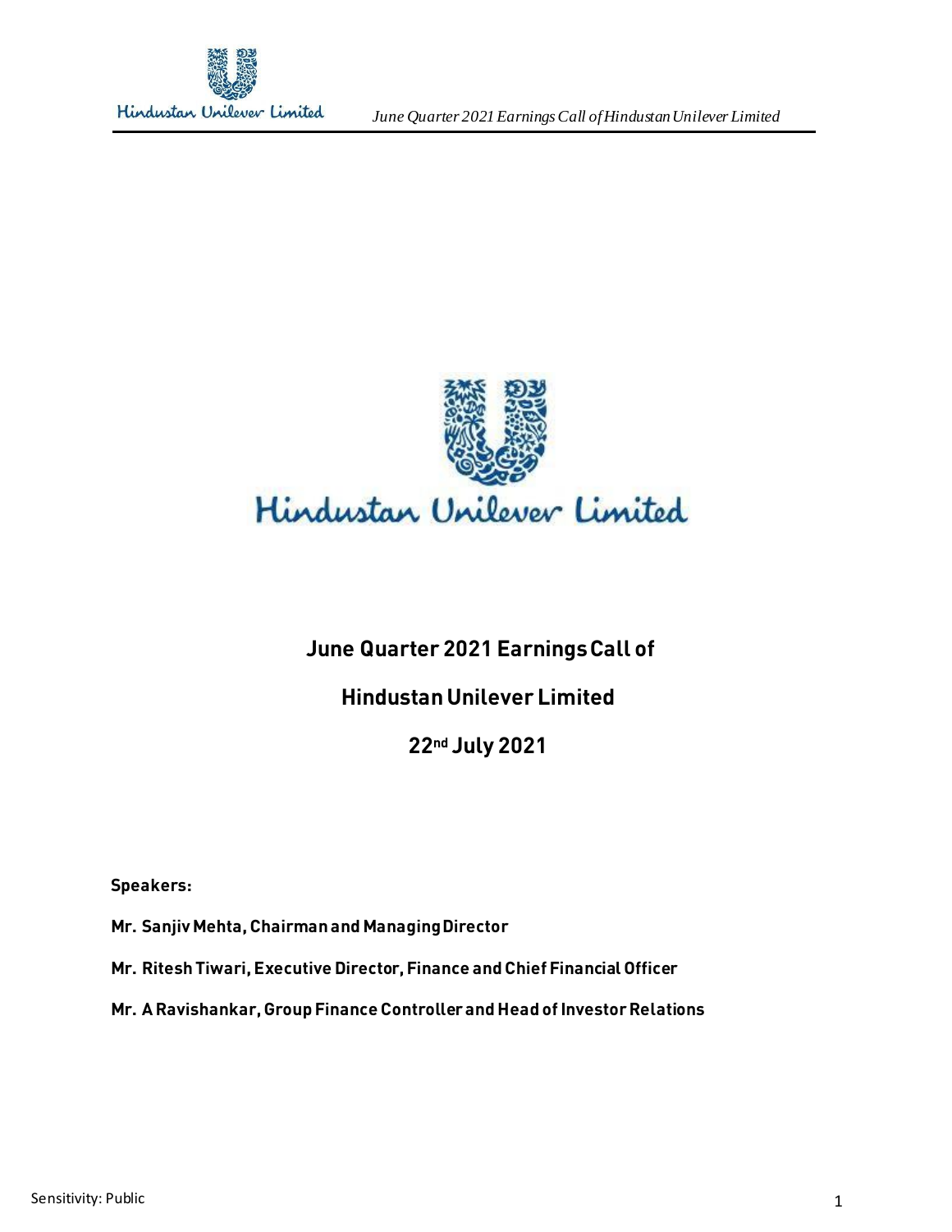Hindustan Unilever Limited

# June Quarter 2021 Earnings Call of

# Hindustan Unilever Limited

# 22nd July 2021

**Speakers:**

**Mr. Sanjiv Mehta, Chairman and Managing Director**

**Mr. Ritesh Tiwari, Executive Director, Finance and Chief Financial Officer**

**Mr. A Ravishankar, Group Finance Controller and Head of Investor Relations**

Sensitivity: Public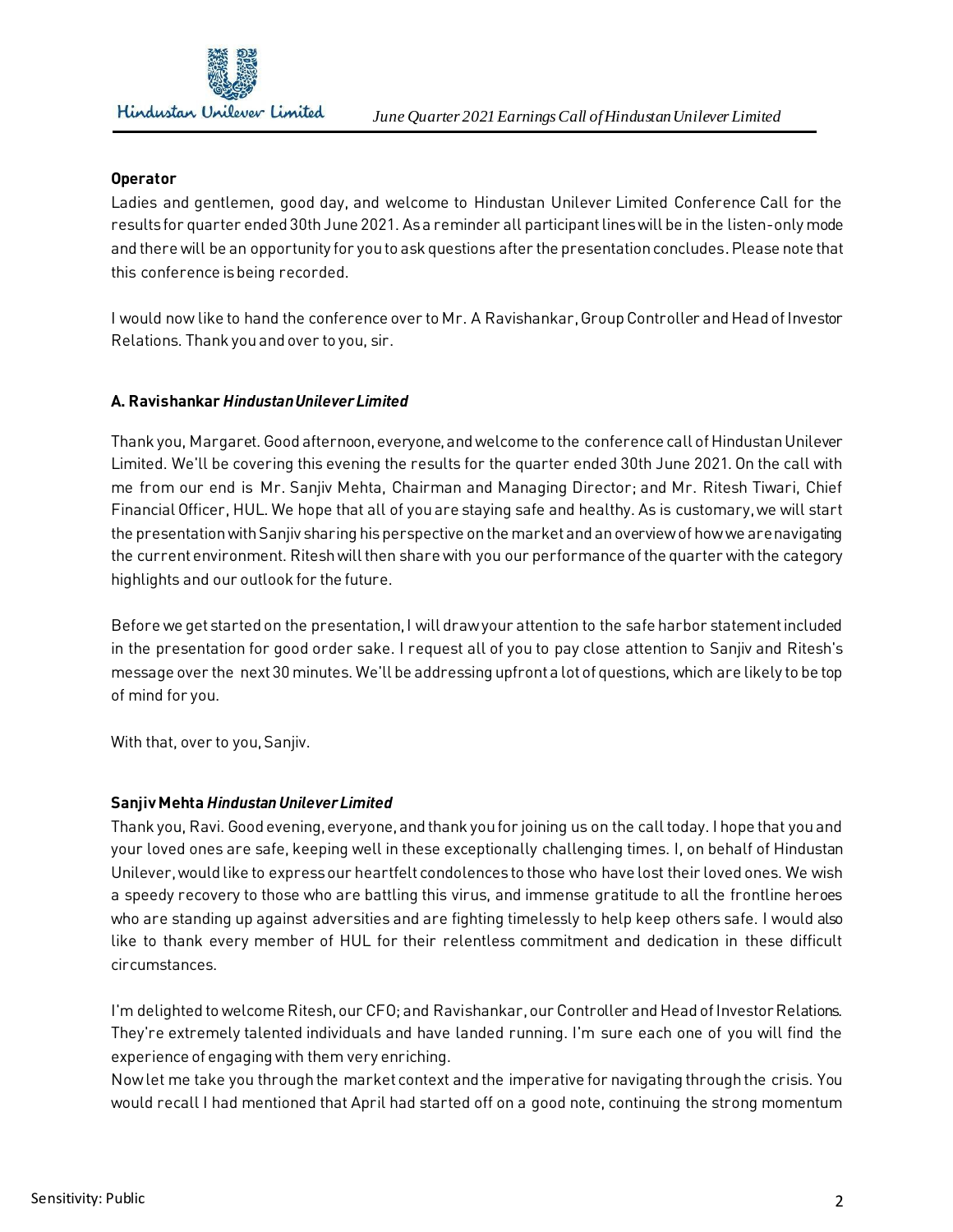**Operator**

Ladies and gentlemen, good day, and welcome to Hindustan Unilever Limited Conference Call for the results for quarter ended 30th June 2021. As a reminder all participant lines will be in the listen-only mode and there will be an opportunity for you to ask questions after the presentation concludes. Please note that this conference is being recorded.

I would now like to hand the conference over to Mr. A Ravishankar, Group Controller and Head of Investor Relations. Thank you and over to you, sir.

**A. Ravishankar** ***Hindustan Unilever Limited***

Thank you, Margaret. Good afternoon, everyone, and welcome to the conference call of Hindustan Unilever Limited. We'll be covering this evening the results for the quarter ended 30th June 2021. On the call with me from our end is Mr. Sanjiv Mehta, Chairman and Managing Director; and Mr. Ritesh Tiwari, Chief Financial Officer, HUL. We hope that all of you are staying safe and healthy. As is customary, we will start the presentation with Sanjiv sharing his perspective on the market and an overview of how we are navigating the current environment. Ritesh will then share with you our performance of the quarter with the category highlights and our outlook for the future.

Before we get started on the presentation, I will draw your attention to the safe harbor statement included in the presentation for good order sake. I request all of you to pay close attention to Sanjiv and Ritesh's message over the next 30 minutes. We'll be addressing upfront a lot of questions, which are likely to be top of mind for you.

With that, over to you, Sanjiv.

**Sanjiv Mehta** ***Hindustan Unilever Limited***

Thank you, Ravi. Good evening, everyone, and thank you for joining us on the call today. I hope that you and your loved ones are safe, keeping well in these exceptionally challenging times. I, on behalf of Hindustan Unilever, would like to express our heartfelt condolences to those who have lost their loved ones. We wish a speedy recovery to those who are battling this virus, and immense gratitude to all the frontline heroes who are standing up against adversities and are fighting timelessly to help keep others safe. I would also like to thank every member of HUL for their relentless commitment and dedication in these difficult circumstances.

I'm delighted to welcome Ritesh, our CFO; and Ravishankar, our Controller and Head of Investor Relations. They're extremely talented individuals and have landed running. I'm sure each one of you will find the experience of engaging with them very enriching.

Now let me take you through the market context and the imperative for navigating through the crisis. You would recall I had mentioned that April had started off on a good note, continuing the strong momentum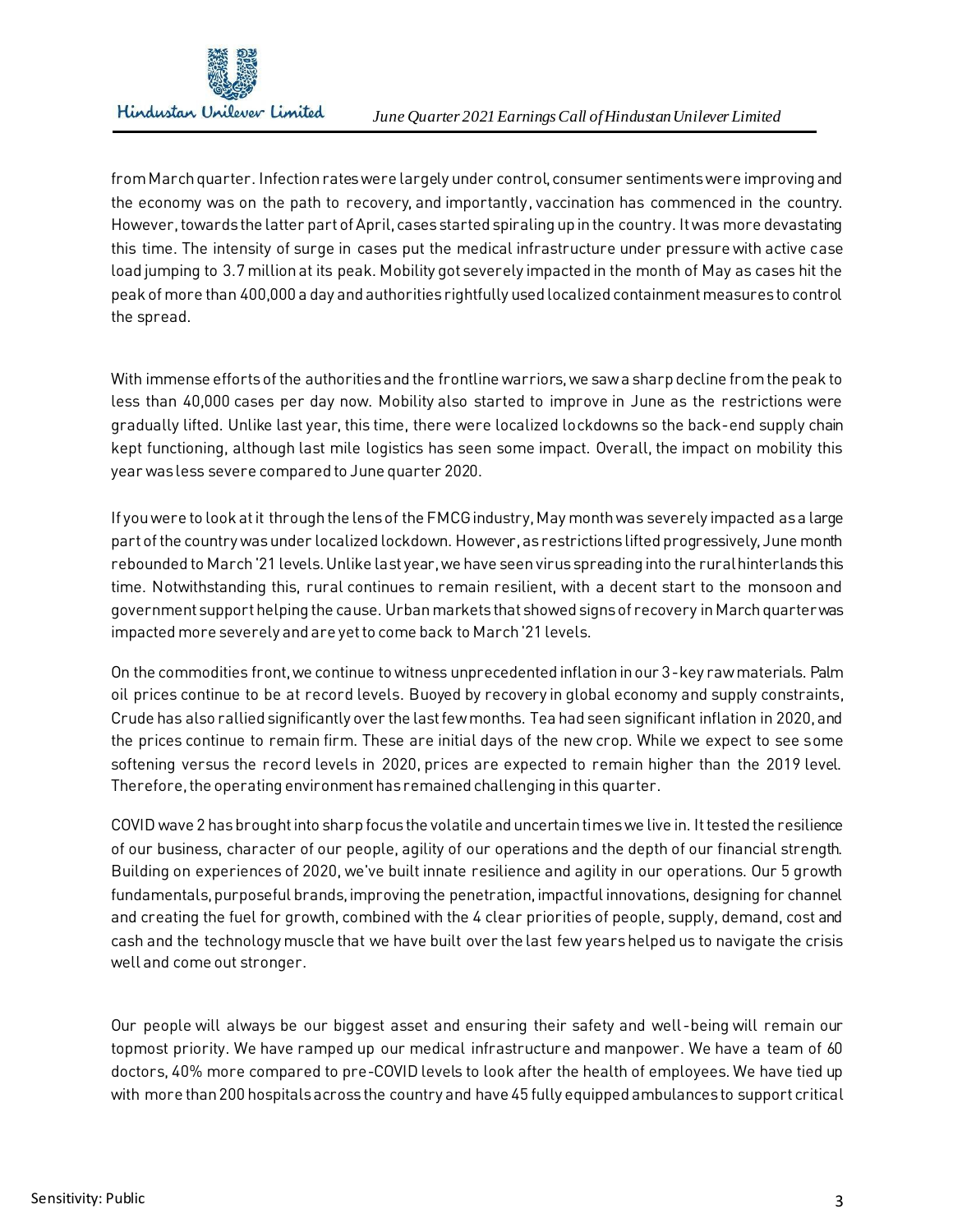from March quarter. Infection rates were largely under control, consumer sentiments were improving and the economy was on the path to recovery, and importantly, vaccination has commenced in the country. However, towards the latter part of April, cases started spiraling up in the country. It was more devastating this time. The intensity of surge in cases put the medical infrastructure under pressure with active case load jumping to 3.7 million at its peak. Mobility got severely impacted in the month of May as cases hit the peak of more than 400,000 a day and authorities rightfully used localized containment measures to control the spread.

With immense efforts of the authorities and the frontline warriors, we saw a sharp decline from the peak to less than 40,000 cases per day now. Mobility also started to improve in June as the restrictions were gradually lifted. Unlike last year, this time, there were localized lockdowns so the back-end supply chain kept functioning, although last mile logistics has seen some impact. Overall, the impact on mobility this year was less severe compared to June quarter 2020.

If you were to look at it through the lens of the FMCG industry, May month was severely impacted as a large part of the country was under localized lockdown. However, as restrictions lifted progressively, June month rebounded to March '21 levels. Unlike last year, we have seen virus spreading into the rural hinterlands this time. Notwithstanding this, rural continues to remain resilient, with a decent start to the monsoon and government support helping the cause. Urban markets that showed signs of recovery in March quarter was impacted more severely and are yet to come back to March '21 levels.

On the commodities front, we continue to witness unprecedented inflation in our 3-key raw materials. Palm oil prices continue to be at record levels. Buoyed by recovery in global economy and supply constraints, Crude has also rallied significantly over the last few months. Tea had seen significant inflation in 2020, and the prices continue to remain firm. These are initial days of the new crop. While we expect to see some softening versus the record levels in 2020, prices are expected to remain higher than the 2019 level. Therefore, the operating environment has remained challenging in this quarter.

COVID wave 2 has brought into sharp focus the volatile and uncertain times we live in. It tested the resilience of our business, character of our people, agility of our operations and the depth of our financial strength. Building on experiences of 2020, we've built innate resilience and agility in our operations. Our 5 growth fundamentals, purposeful brands, improving the penetration, impactful innovations, designing for channel and creating the fuel for growth, combined with the 4 clear priorities of people, supply, demand, cost and cash and the technology muscle that we have built over the last few years helped us to navigate the crisis well and come out stronger.

Our people will always be our biggest asset and ensuring their safety and well-being will remain our topmost priority. We have ramped up our medical infrastructure and manpower. We have a team of 60 doctors, 40% more compared to pre-COVID levels to look after the health of employees. We have tied up with more than 200 hospitals across the country and have 45 fully equipped ambulances to support critical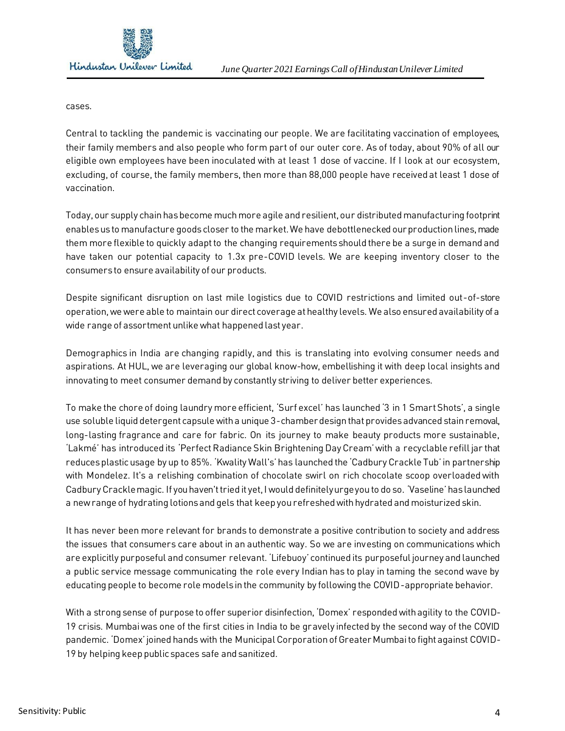cases.

Central to tackling the pandemic is vaccinating our people. We are facilitating vaccination of employees, their family members and also people who form part of our outer core. As of today, about 90% of all our eligible own employees have been inoculated with at least 1 dose of vaccine. If I look at our ecosystem, excluding, of course, the family members, then more than 88,000 people have received at least 1 dose of vaccination.

Today, our supply chain has become much more agile and resilient, our distributed manufacturing footprint enables us to manufacture goods closer to the market. We have debottlenecked our production lines, made them more flexible to quickly adapt to the changing requirements should there be a surge in demand and have taken our potential capacity to 1.3x pre-COVID levels. We are keeping inventory closer to the consumers to ensure availability of our products.

Despite significant disruption on last mile logistics due to COVID restrictions and limited out-of-store operation, we were able to maintain our direct coverage at healthy levels. We also ensured availability of a wide range of assortment unlike what happened last year.

Demographics in India are changing rapidly, and this is translating into evolving consumer needs and aspirations. At HUL, we are leveraging our global know-how, embellishing it with deep local insights and innovating to meet consumer demand by constantly striving to deliver better experiences.

To make the chore of doing laundry more efficient, 'Surf excel' has launched '3 in 1 Smart Shots', a single use soluble liquid detergent capsule with a unique 3-chamber design that provides advanced stain removal, long-lasting fragrance and care for fabric. On its journey to make beauty products more sustainable, 'Lakmé' has introduced its 'Perfect Radiance Skin Brightening Day Cream' with a recyclable refill jar that reduces plastic usage by up to 85%. 'Kwality Wall's' has launched the 'Cadbury Crackle Tub' in partnership with Mondelez. It's a relishing combination of chocolate swirl on rich chocolate scoop overloaded with Cadbury Crackle magic. If you haven't tried it yet, I would definitely urge you to do so. 'Vaseline' has launched a new range of hydrating lotions and gels that keep you refreshed with hydrated and moisturized skin.

It has never been more relevant for brands to demonstrate a positive contribution to society and address the issues that consumers care about in an authentic way. So we are investing on communications which are explicitly purposeful and consumer relevant. 'Lifebuoy' continued its purposeful journey and launched a public service message communicating the role every Indian has to play in taming the second wave by educating people to become role models in the community by following the COVID-appropriate behavior.

With a strong sense of purpose to offer superior disinfection, 'Domex' responded with agility to the COVID-19 crisis. Mumbai was one of the first cities in India to be gravely infected by the second way of the COVID pandemic. 'Domex' joined hands with the Municipal Corporation of Greater Mumbai to fight against COVID-19 by helping keep public spaces safe and sanitized.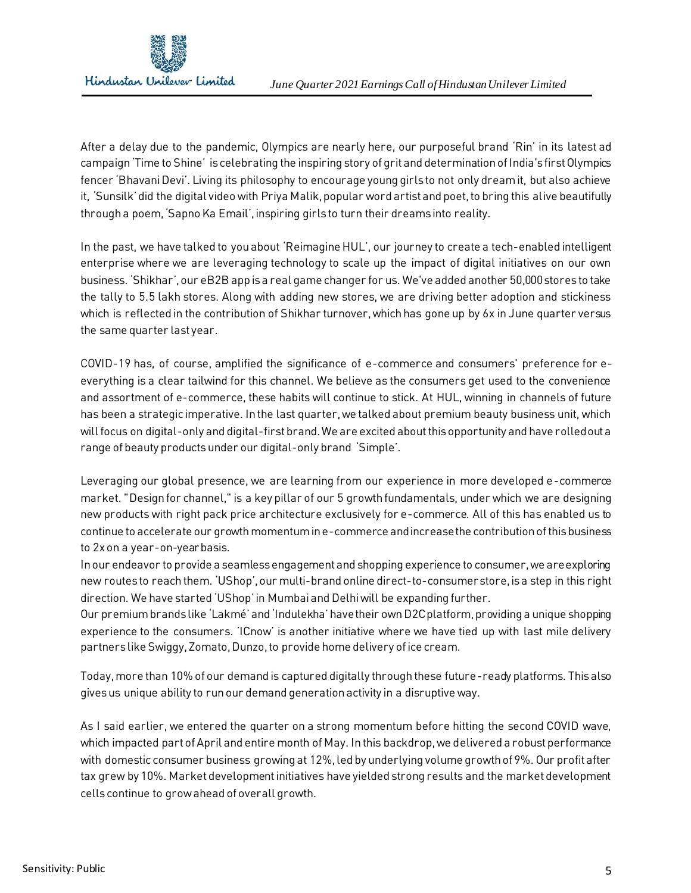After a delay due to the pandemic, Olympics are nearly here, our purposeful brand 'Rin' in its latest ad campaign 'Time to Shine' is celebrating the inspiring story of grit and determination of India's first Olympics fencer 'Bhavani Devi'. Living its philosophy to encourage young girls to not only dream it, but also achieve it, 'Sunsilk' did the digital video with Priya Malik, popular word artist and poet, to bring this alive beautifully through a poem, 'Sapno Ka Email', inspiring girls to turn their dreams into reality.

In the past, we have talked to you about 'Reimagine HUL', our journey to create a tech-enabled intelligent enterprise where we are leveraging technology to scale up the impact of digital initiatives on our own business. 'Shikhar', our eB2B app is a real game changer for us. We've added another 50,000 stores to take the tally to 5.5 lakh stores. Along with adding new stores, we are driving better adoption and stickiness which is reflected in the contribution of Shikhar turnover, which has gone up by 6x in June quarter versus the same quarter last year.

COVID-19 has, of course, amplified the significance of e-commerce and consumers' preference for e-everything is a clear tailwind for this channel. We believe as the consumers get used to the convenience and assortment of e-commerce, these habits will continue to stick. At HUL, winning in channels of future has been a strategic imperative. In the last quarter, we talked about premium beauty business unit, which will focus on digital-only and digital-first brand. We are excited about this opportunity and have rolled out a range of beauty products under our digital-only brand 'Simple'.

Leveraging our global presence, we are learning from our experience in more developed e-commerce market. "Design for channel," is a key pillar of our 5 growth fundamentals, under which we are designing new products with right pack price architecture exclusively for e-commerce. All of this has enabled us to continue to accelerate our growth momentum in e-commerce and increase the contribution of this business to 2x on a year-on-year basis.

In our endeavor to provide a seamless engagement and shopping experience to consumer, we are exploring new routes to reach them. 'UShop', our multi-brand online direct-to-consumer store, is a step in this right direction. We have started 'UShop' in Mumbai and Delhi will be expanding further.

Our premium brands like 'Lakmé' and 'Indulekha' have their own D2C platform, providing a unique shopping experience to the consumers. 'ICnow' is another initiative where we have tied up with last mile delivery partners like Swiggy, Zomato, Dunzo, to provide home delivery of ice cream.

Today, more than 10% of our demand is captured digitally through these future-ready platforms. This also gives us unique ability to run our demand generation activity in a disruptive way.

As I said earlier, we entered the quarter on a strong momentum before hitting the second COVID wave, which impacted part of April and entire month of May. In this backdrop, we delivered a robust performance with domestic consumer business growing at 12%, led by underlying volume growth of 9%. Our profit after tax grew by 10%. Market development initiatives have yielded strong results and the market development cells continue to grow ahead of overall growth.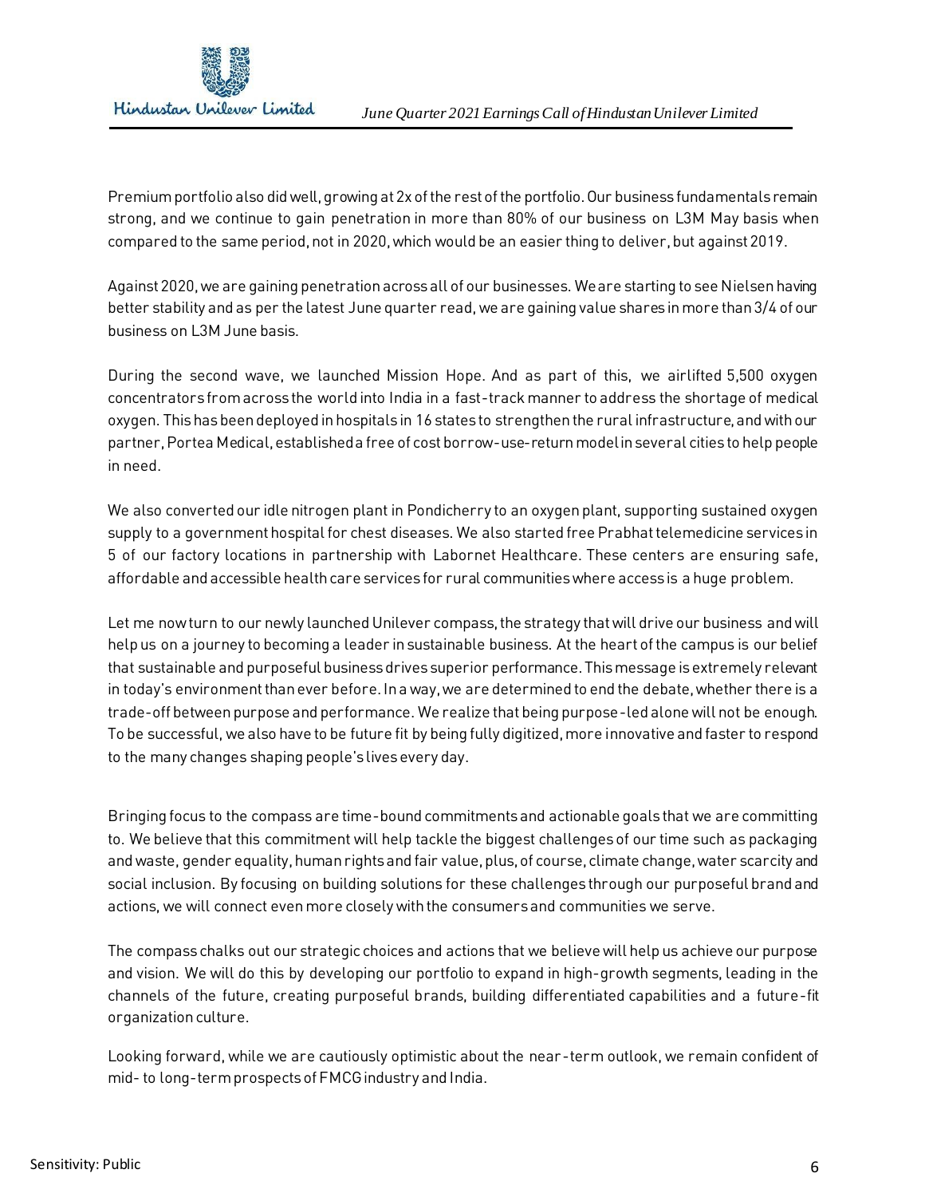Premium portfolio also did well, growing at 2x of the rest of the portfolio. Our business fundamentals remain strong, and we continue to gain penetration in more than 80% of our business on L3M May basis when compared to the same period, not in 2020, which would be an easier thing to deliver, but against 2019.

Against 2020, we are gaining penetration across all of our businesses. We are starting to see Nielsen having better stability and as per the latest June quarter read, we are gaining value shares in more than 3/4 of our business on L3M June basis.

During the second wave, we launched Mission Hope. And as part of this, we airlifted 5,500 oxygen concentrators from across the world into India in a fast-track manner to address the shortage of medical oxygen. This has been deployed in hospitals in 16 states to strengthen the rural infrastructure, and with our partner, Portea Medical, established a free of cost borrow-use-return model in several cities to help people in need.

We also converted our idle nitrogen plant in Pondicherry to an oxygen plant, supporting sustained oxygen supply to a government hospital for chest diseases. We also started free Prabhat telemedicine services in 5 of our factory locations in partnership with Labornet Healthcare. These centers are ensuring safe, affordable and accessible health care services for rural communities where access is a huge problem.

Let me now turn to our newly launched Unilever compass, the strategy that will drive our business and will help us on a journey to becoming a leader in sustainable business. At the heart of the campus is our belief that sustainable and purposeful business drives superior performance. This message is extremely relevant in today's environment than ever before. In a way, we are determined to end the debate, whether there is a trade-off between purpose and performance. We realize that being purpose-led alone will not be enough. To be successful, we also have to be future fit by being fully digitized, more innovative and faster to respond to the many changes shaping people's lives every day.

Bringing focus to the compass are time-bound commitments and actionable goals that we are committing to. We believe that this commitment will help tackle the biggest challenges of our time such as packaging and waste, gender equality, human rights and fair value, plus, of course, climate change, water scarcity and social inclusion. By focusing on building solutions for these challenges through our purposeful brand and actions, we will connect even more closely with the consumers and communities we serve.

The compass chalks out our strategic choices and actions that we believe will help us achieve our purpose and vision. We will do this by developing our portfolio to expand in high-growth segments, leading in the channels of the future, creating purposeful brands, building differentiated capabilities and a future-fit organization culture.

Looking forward, while we are cautiously optimistic about the near-term outlook, we remain confident of mid- to long-term prospects of FMCG industry and India.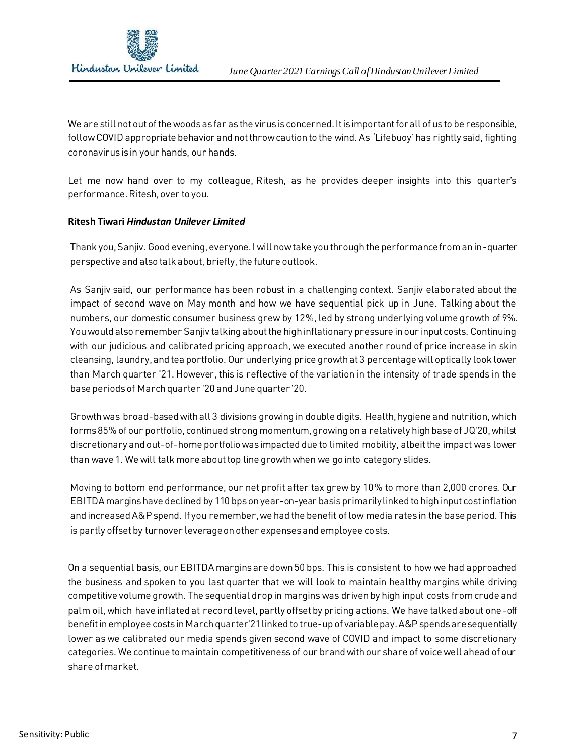We are still not out of the woods as far as the virus is concerned. It is important for all of us to be responsible, follow COVID appropriate behavior and not throw caution to the wind. As 'Lifebuoy' has rightly said, fighting coronavirus is in your hands, our hands.

Let me now hand over to my colleague, Ritesh, as he provides deeper insights into this quarter's performance. Ritesh, over to you.

**Ritesh Tiwari** ***Hindustan Unilever Limited***

Thank you, Sanjiv. Good evening, everyone. I will now take you through the performance from an in-quarter perspective and also talk about, briefly, the future outlook.

As Sanjiv said, our performance has been robust in a challenging context. Sanjiv elaborated about the impact of second wave on May month and how we have sequential pick up in June. Talking about the numbers, our domestic consumer business grew by 12%, led by strong underlying volume growth of 9%. You would also remember Sanjiv talking about the high inflationary pressure in our input costs. Continuing with our judicious and calibrated pricing approach, we executed another round of price increase in skin cleansing, laundry, and tea portfolio. Our underlying price growth at 3 percentage will optically look lower than March quarter '21. However, this is reflective of the variation in the intensity of trade spends in the base periods of March quarter '20 and June quarter '20.

Growth was broad-based with all 3 divisions growing in double digits. Health, hygiene and nutrition, which forms 85% of our portfolio, continued strong momentum, growing on a relatively high base of JQ'20, whilst discretionary and out-of-home portfolio was impacted due to limited mobility, albeit the impact was lower than wave 1. We will talk more about top line growth when we go into category slides.

Moving to bottom end performance, our net profit after tax grew by 10% to more than 2,000 crores. Our EBITDA margins have declined by 110 bps on year-on-year basis primarily linked to high input cost inflation and increased A&P spend. If you remember, we had the benefit of low media rates in the base period. This is partly offset by turnover leverage on other expenses and employee costs.

On a sequential basis, our EBITDA margins are down 50 bps. This is consistent to how we had approached the business and spoken to you last quarter that we will look to maintain healthy margins while driving competitive volume growth. The sequential drop in margins was driven by high input costs from crude and palm oil, which have inflated at record level, partly offset by pricing actions. We have talked about one-off benefit in employee costs in March quarter'21 linked to true-up of variable pay. A&P spends are sequentially lower as we calibrated our media spends given second wave of COVID and impact to some discretionary categories. We continue to maintain competitiveness of our brand with our share of voice well ahead of our share of market.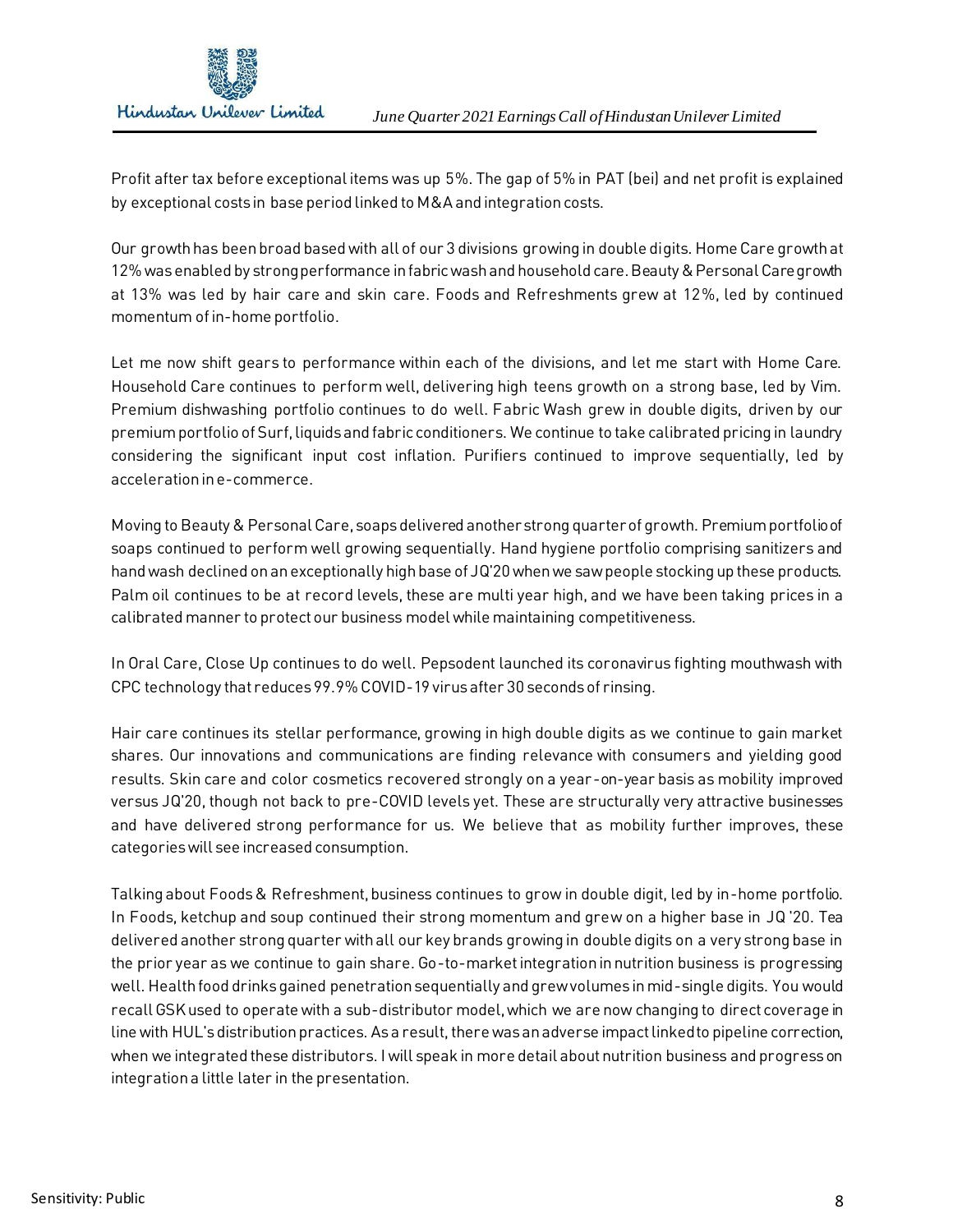Profit after tax before exceptional items was up 5%. The gap of 5% in PAT (bei) and net profit is explained by exceptional costs in base period linked to M&A and integration costs.

Our growth has been broad based with all of our 3 divisions growing in double digits. Home Care growth at 12% was enabled by strong performance in fabric wash and household care. Beauty & Personal Care growth at 13% was led by hair care and skin care. Foods and Refreshments grew at 12%, led by continued momentum of in-home portfolio.

Let me now shift gears to performance within each of the divisions, and let me start with Home Care. Household Care continues to perform well, delivering high teens growth on a strong base, led by Vim. Premium dishwashing portfolio continues to do well. Fabric Wash grew in double digits, driven by our premium portfolio of Surf, liquids and fabric conditioners. We continue to take calibrated pricing in laundry considering the significant input cost inflation. Purifiers continued to improve sequentially, led by acceleration in e-commerce.

Moving to Beauty & Personal Care, soaps delivered another strong quarter of growth. Premium portfolio of soaps continued to perform well growing sequentially. Hand hygiene portfolio comprising sanitizers and hand wash declined on an exceptionally high base of JQ'20 when we saw people stocking up these products. Palm oil continues to be at record levels, these are multi year high, and we have been taking prices in a calibrated manner to protect our business model while maintaining competitiveness.

In Oral Care, Close Up continues to do well. Pepsodent launched its coronavirus fighting mouthwash with CPC technology that reduces 99.9% COVID-19 virus after 30 seconds of rinsing.

Hair care continues its stellar performance, growing in high double digits as we continue to gain market shares. Our innovations and communications are finding relevance with consumers and yielding good results. Skin care and color cosmetics recovered strongly on a year-on-year basis as mobility improved versus JQ'20, though not back to pre-COVID levels yet. These are structurally very attractive businesses and have delivered strong performance for us. We believe that as mobility further improves, these categories will see increased consumption.

Talking about Foods & Refreshment, business continues to grow in double digit, led by in-home portfolio. In Foods, ketchup and soup continued their strong momentum and grew on a higher base in JQ '20. Tea delivered another strong quarter with all our key brands growing in double digits on a very strong base in the prior year as we continue to gain share. Go-to-market integration in nutrition business is progressing well. Health food drinks gained penetration sequentially and grew volumes in mid-single digits. You would recall GSK used to operate with a sub-distributor model, which we are now changing to direct coverage in line with HUL's distribution practices. As a result, there was an adverse impact linked to pipeline correction, when we integrated these distributors. I will speak in more detail about nutrition business and progress on integration a little later in the presentation.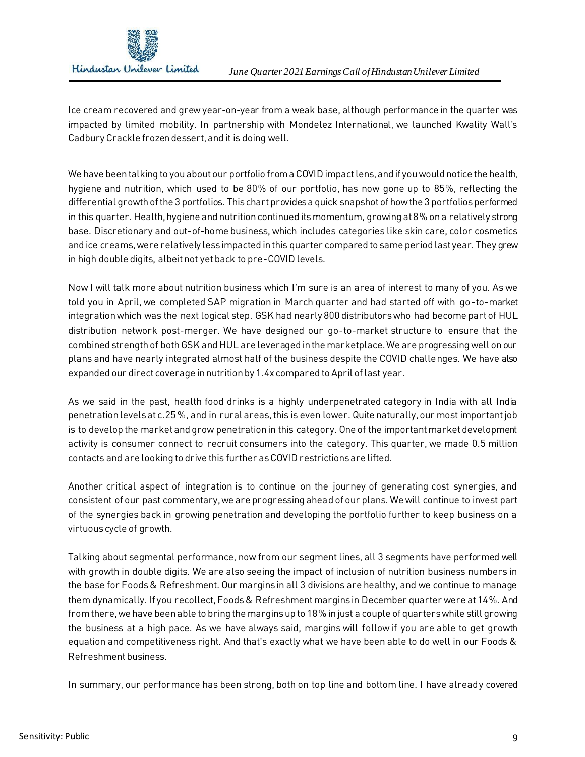Ice cream recovered and grew year-on-year from a weak base, although performance in the quarter was impacted by limited mobility. In partnership with Mondelez International, we launched Kwality Wall's Cadbury Crackle frozen dessert, and it is doing well.

We have been talking to you about our portfolio from a COVID impact lens, and if you would notice the health, hygiene and nutrition, which used to be 80% of our portfolio, has now gone up to 85%, reflecting the differential growth of the 3 portfolios. This chart provides a quick snapshot of how the 3 portfolios performed in this quarter. Health, hygiene and nutrition continued its momentum, growing at 8% on a relatively strong base. Discretionary and out-of-home business, which includes categories like skin care, color cosmetics and ice creams, were relatively less impacted in this quarter compared to same period last year. They grew in high double digits, albeit not yet back to pre-COVID levels.

Now I will talk more about nutrition business which I'm sure is an area of interest to many of you. As we told you in April, we completed SAP migration in March quarter and had started off with go-to-market integration which was the next logical step. GSK had nearly 800 distributors who had become part of HUL distribution network post-merger. We have designed our go-to-market structure to ensure that the combined strength of both GSK and HUL are leveraged in the marketplace. We are progressing well on our plans and have nearly integrated almost half of the business despite the COVID challenges. We have also expanded our direct coverage in nutrition by 1.4x compared to April of last year.

As we said in the past, health food drinks is a highly underpenetrated category in India with all India penetration levels at c.25%, and in rural areas, this is even lower. Quite naturally, our most important job is to develop the market and grow penetration in this category. One of the important market development activity is consumer connect to recruit consumers into the category. This quarter, we made 0.5 million contacts and are looking to drive this further as COVID restrictions are lifted.

Another critical aspect of integration is to continue on the journey of generating cost synergies, and consistent of our past commentary, we are progressing ahead of our plans. We will continue to invest part of the synergies back in growing penetration and developing the portfolio further to keep business on a virtuous cycle of growth.

Talking about segmental performance, now from our segment lines, all 3 segments have performed well with growth in double digits. We are also seeing the impact of inclusion of nutrition business numbers in the base for Foods & Refreshment. Our margins in all 3 divisions are healthy, and we continue to manage them dynamically. If you recollect, Foods & Refreshment margins in December quarter were at 14%. And from there, we have been able to bring the margins up to 18% in just a couple of quarters while still growing the business at a high pace. As we have always said, margins will follow if you are able to get growth equation and competitiveness right. And that's exactly what we have been able to do well in our Foods & Refreshment business.

In summary, our performance has been strong, both on top line and bottom line. I have already covered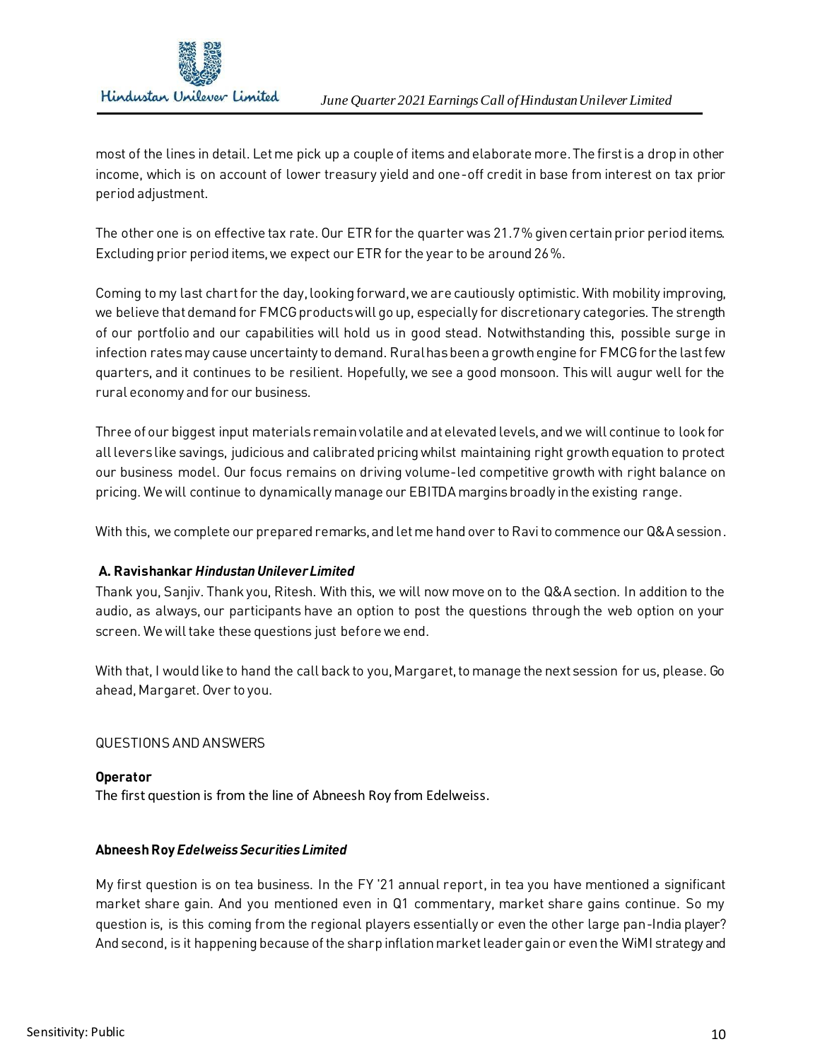most of the lines in detail. Let me pick up a couple of items and elaborate more. The first is a drop in other income, which is on account of lower treasury yield and one-off credit in base from interest on tax prior period adjustment.

The other one is on effective tax rate. Our ETR for the quarter was 21.7% given certain prior period items. Excluding prior period items, we expect our ETR for the year to be around 26%.

Coming to my last chart for the day, looking forward, we are cautiously optimistic. With mobility improving, we believe that demand for FMCG products will go up, especially for discretionary categories. The strength of our portfolio and our capabilities will hold us in good stead. Notwithstanding this, possible surge in infection rates may cause uncertainty to demand. Rural has been a growth engine for FMCG for the last few quarters, and it continues to be resilient. Hopefully, we see a good monsoon. This will augur well for the rural economy and for our business.

Three of our biggest input materials remain volatile and at elevated levels, and we will continue to look for all levers like savings, judicious and calibrated pricing whilst maintaining right growth equation to protect our business model. Our focus remains on driving volume-led competitive growth with right balance on pricing. We will continue to dynamically manage our EBITDA margins broadly in the existing range.

With this, we complete our prepared remarks, and let me hand over to Ravi to commence our Q&A session.

**A. Ravishankar *Hindustan Unilever Limited***

Thank you, Sanjiv. Thank you, Ritesh. With this, we will now move on to the Q&A section. In addition to the audio, as always, our participants have an option to post the questions through the web option on your screen. We will take these questions just before we end.

With that, I would like to hand the call back to you, Margaret, to manage the next session for us, please. Go ahead, Margaret. Over to you.

QUESTIONS AND ANSWERS

**Operator**

The first question is from the line of Abneesh Roy from Edelweiss.

**Abneesh Roy *Edelweiss Securities Limited***

My first question is on tea business. In the FY '21 annual report, in tea you have mentioned a significant market share gain. And you mentioned even in Q1 commentary, market share gains continue. So my question is, is this coming from the regional players essentially or even the other large pan-India player? And second, is it happening because of the sharp inflation market leader gain or even the WiMI strategy and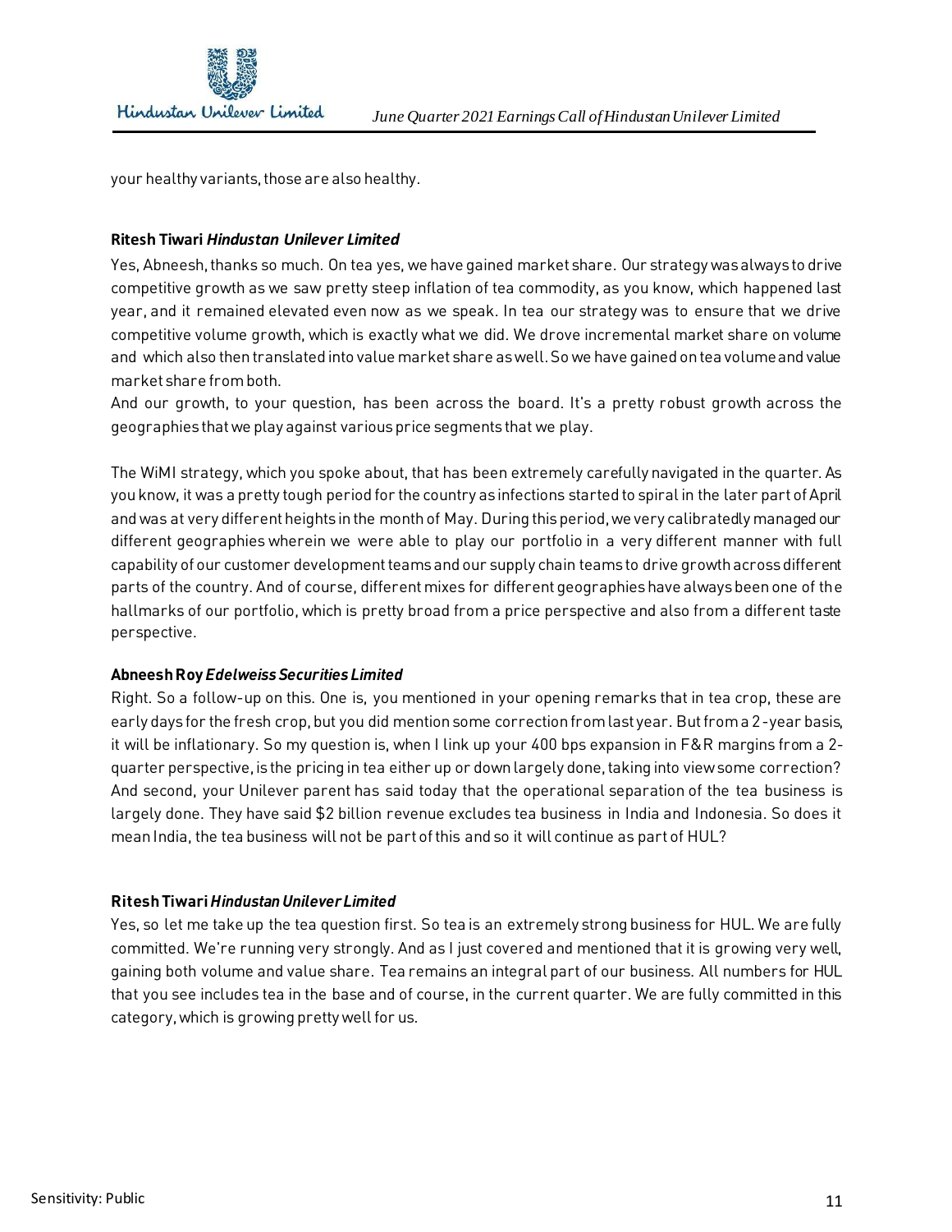your healthy variants, those are also healthy.

**Ritesh Tiwari *Hindustan Unilever Limited***

Yes, Abneesh, thanks so much. On tea yes, we have gained market share. Our strategy was always to drive competitive growth as we saw pretty steep inflation of tea commodity, as you know, which happened last year, and it remained elevated even now as we speak. In tea our strategy was to ensure that we drive competitive volume growth, which is exactly what we did. We drove incremental market share on volume and which also then translated into value market share as well. So we have gained on tea volume and value market share from both.

And our growth, to your question, has been across the board. It's a pretty robust growth across the geographies that we play against various price segments that we play.

The WiMI strategy, which you spoke about, that has been extremely carefully navigated in the quarter. As you know, it was a pretty tough period for the country as infections started to spiral in the later part of April and was at very different heights in the month of May. During this period, we very calibratedly managed our different geographies wherein we were able to play our portfolio in a very different manner with full capability of our customer development teams and our supply chain teams to drive growth across different parts of the country. And of course, different mixes for different geographies have always been one of the hallmarks of our portfolio, which is pretty broad from a price perspective and also from a different taste perspective.

**Abneesh Roy *Edelweiss Securities Limited***

Right. So a follow-up on this. One is, you mentioned in your opening remarks that in tea crop, these are early days for the fresh crop, but you did mention some correction from last year. But from a 2-year basis, it will be inflationary. So my question is, when I link up your 400 bps expansion in F&R margins from a 2-quarter perspective, is the pricing in tea either up or down largely done, taking into view some correction? And second, your Unilever parent has said today that the operational separation of the tea business is largely done. They have said $2 billion revenue excludes tea business in India and Indonesia. So does it mean India, the tea business will not be part of this and so it will continue as part of HUL?

**Ritesh Tiwari *Hindustan Unilever Limited***

Yes, so let me take up the tea question first. So tea is an extremely strong business for HUL. We are fully committed. We're running very strongly. And as I just covered and mentioned that it is growing very well, gaining both volume and value share. Tea remains an integral part of our business. All numbers for HUL that you see includes tea in the base and of course, in the current quarter. We are fully committed in this category, which is growing pretty well for us.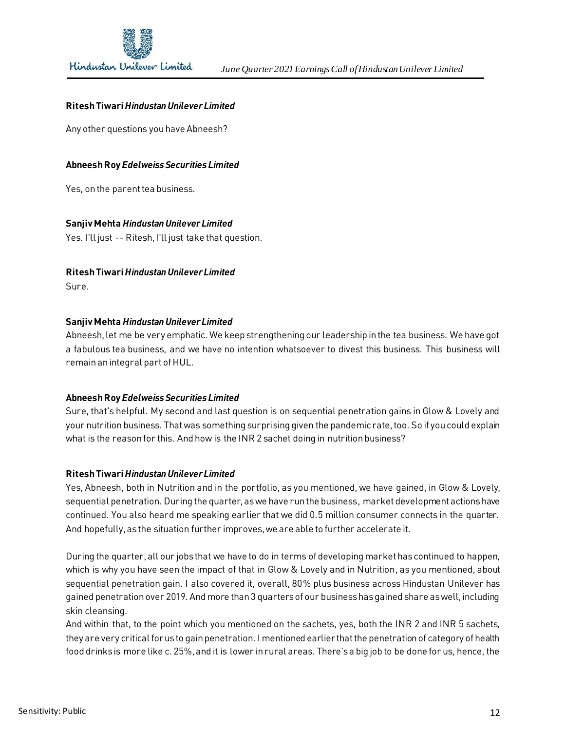**Ritesh Tiwari** ***Hindustan Unilever Limited***

Any other questions you have Abneesh?

**Abneesh Roy** ***Edelweiss Securities Limited***

Yes, on the parent tea business.

**Sanjiv Mehta** ***Hindustan Unilever Limited***

Yes. I'll just -- Ritesh, I'll just take that question.

**Ritesh Tiwari** ***Hindustan Unilever Limited***

Sure.

**Sanjiv Mehta** ***Hindustan Unilever Limited***

Abneesh, let me be very emphatic. We keep strengthening our leadership in the tea business. We have got a fabulous tea business, and we have no intention whatsoever to divest this business. This business will remain an integral part of HUL.

**Abneesh Roy** ***Edelweiss Securities Limited***

Sure, that's helpful. My second and last question is on sequential penetration gains in Glow & Lovely and your nutrition business. That was something surprising given the pandemic rate, too. So if you could explain what is the reason for this. And how is the INR 2 sachet doing in nutrition business?

**Ritesh Tiwari** ***Hindustan Unilever Limited***

Yes, Abneesh, both in Nutrition and in the portfolio, as you mentioned, we have gained, in Glow & Lovely, sequential penetration. During the quarter, as we have run the business, market development actions have continued. You also heard me speaking earlier that we did 0.5 million consumer connects in the quarter. And hopefully, as the situation further improves, we are able to further accelerate it.

During the quarter, all our jobs that we have to do in terms of developing market has continued to happen, which is why you have seen the impact of that in Glow & Lovely and in Nutrition, as you mentioned, about sequential penetration gain. I also covered it, overall, 80% plus business across Hindustan Unilever has gained penetration over 2019. And more than 3 quarters of our business has gained share as well, including skin cleansing.

And within that, to the point which you mentioned on the sachets, yes, both the INR 2 and INR 5 sachets, they are very critical for us to gain penetration. I mentioned earlier that the penetration of category of health food drinks is more like c. 25%, and it is lower in rural areas. There's a big job to be done for us, hence, the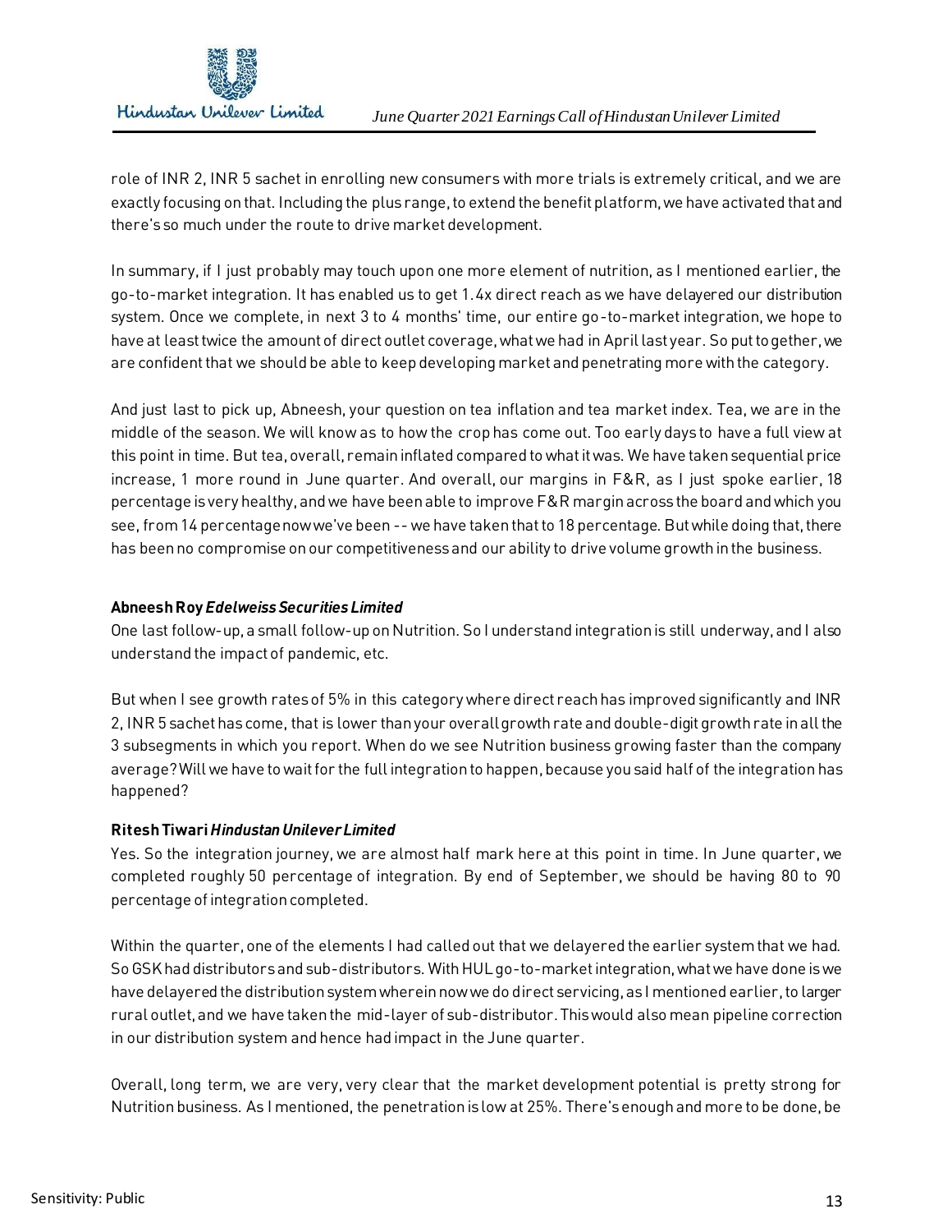role of INR 2, INR 5 sachet in enrolling new consumers with more trials is extremely critical, and we are exactly focusing on that. Including the plus range, to extend the benefit platform, we have activated that and there's so much under the route to drive market development.

In summary, if I just probably may touch upon one more element of nutrition, as I mentioned earlier, the go-to-market integration. It has enabled us to get 1.4x direct reach as we have delayered our distribution system. Once we complete, in next 3 to 4 months' time, our entire go-to-market integration, we hope to have at least twice the amount of direct outlet coverage, what we had in April last year. So put together, we are confident that we should be able to keep developing market and penetrating more with the category.

And just last to pick up, Abneesh, your question on tea inflation and tea market index. Tea, we are in the middle of the season. We will know as to how the crop has come out. Too early days to have a full view at this point in time. But tea, overall, remain inflated compared to what it was. We have taken sequential price increase, 1 more round in June quarter. And overall, our margins in F&R, as I just spoke earlier, 18 percentage is very healthy, and we have been able to improve F&R margin across the board and which you see, from 14 percentage now we've been -- we have taken that to 18 percentage. But while doing that, there has been no compromise on our competitiveness and our ability to drive volume growth in the business.

**Abneesh Roy** ***Edelweiss Securities Limited***

One last follow-up, a small follow-up on Nutrition. So I understand integration is still underway, and I also understand the impact of pandemic, etc.

But when I see growth rates of 5% in this category where direct reach has improved significantly and INR 2, INR 5 sachet has come, that is lower than your overall growth rate and double-digit growth rate in all the 3 subsegments in which you report. When do we see Nutrition business growing faster than the company average? Will we have to wait for the full integration to happen, because you said half of the integration has happened?

**Ritesh Tiwari** ***Hindustan Unilever Limited***

Yes. So the integration journey, we are almost half mark here at this point in time. In June quarter, we completed roughly 50 percentage of integration. By end of September, we should be having 80 to 90 percentage of integration completed.

Within the quarter, one of the elements I had called out that we delayered the earlier system that we had. So GSK had distributors and sub-distributors. With HUL go-to-market integration, what we have done is we have delayered the distribution system wherein now we do direct servicing, as I mentioned earlier, to larger rural outlet, and we have taken the mid-layer of sub-distributor. This would also mean pipeline correction in our distribution system and hence had impact in the June quarter.

Overall, long term, we are very, very clear that the market development potential is pretty strong for Nutrition business. As I mentioned, the penetration is low at 25%. There's enough and more to be done, be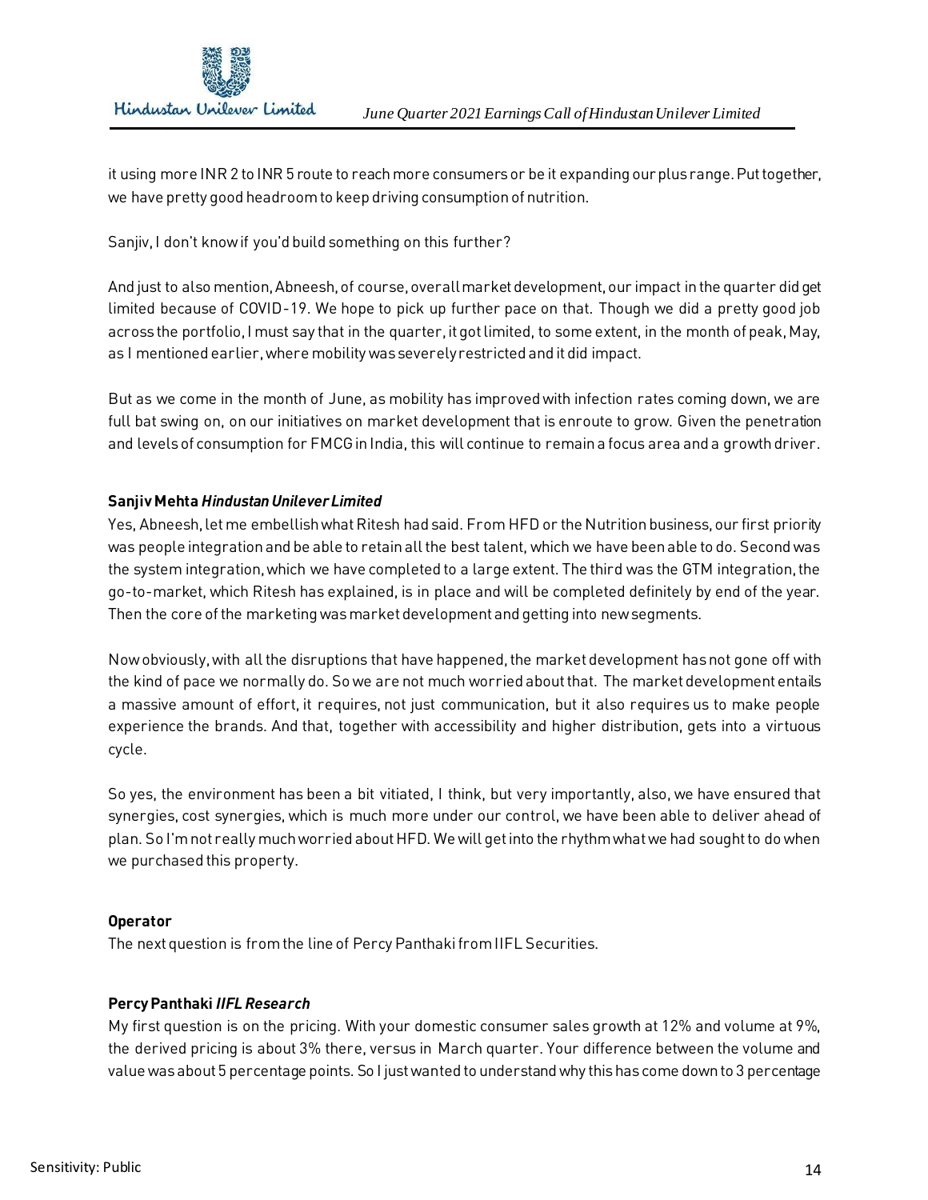it using more INR 2 to INR 5 route to reach more consumers or be it expanding our plus range. Put together, we have pretty good headroom to keep driving consumption of nutrition.

Sanjiv, I don't know if you'd build something on this further?

And just to also mention, Abneesh, of course, overall market development, our impact in the quarter did get limited because of COVID-19. We hope to pick up further pace on that. Though we did a pretty good job across the portfolio, I must say that in the quarter, it got limited, to some extent, in the month of peak, May, as I mentioned earlier, where mobility was severely restricted and it did impact.

But as we come in the month of June, as mobility has improved with infection rates coming down, we are full bat swing on, on our initiatives on market development that is enroute to grow. Given the penetration and levels of consumption for FMCG in India, this will continue to remain a focus area and a growth driver.

**Sanjiv Mehta *Hindustan Unilever Limited***

Yes, Abneesh, let me embellish what Ritesh had said. From HFD or the Nutrition business, our first priority was people integration and be able to retain all the best talent, which we have been able to do. Second was the system integration, which we have completed to a large extent. The third was the GTM integration, the go-to-market, which Ritesh has explained, is in place and will be completed definitely by end of the year. Then the core of the marketing was market development and getting into new segments.

Now obviously, with all the disruptions that have happened, the market development has not gone off with the kind of pace we normally do. So we are not much worried about that. The market development entails a massive amount of effort, it requires, not just communication, but it also requires us to make people experience the brands. And that, together with accessibility and higher distribution, gets into a virtuous cycle.

So yes, the environment has been a bit vitiated, I think, but very importantly, also, we have ensured that synergies, cost synergies, which is much more under our control, we have been able to deliver ahead of plan. So I'm not really much worried about HFD. We will get into the rhythm what we had sought to do when we purchased this property.

**Operator**

The next question is from the line of Percy Panthaki from IIFL Securities.

**Percy Panthaki *IIFL Research***

My first question is on the pricing. With your domestic consumer sales growth at 12% and volume at 9%, the derived pricing is about 3% there, versus in March quarter. Your difference between the volume and value was about 5 percentage points. So I just wanted to understand why this has come down to 3 percentage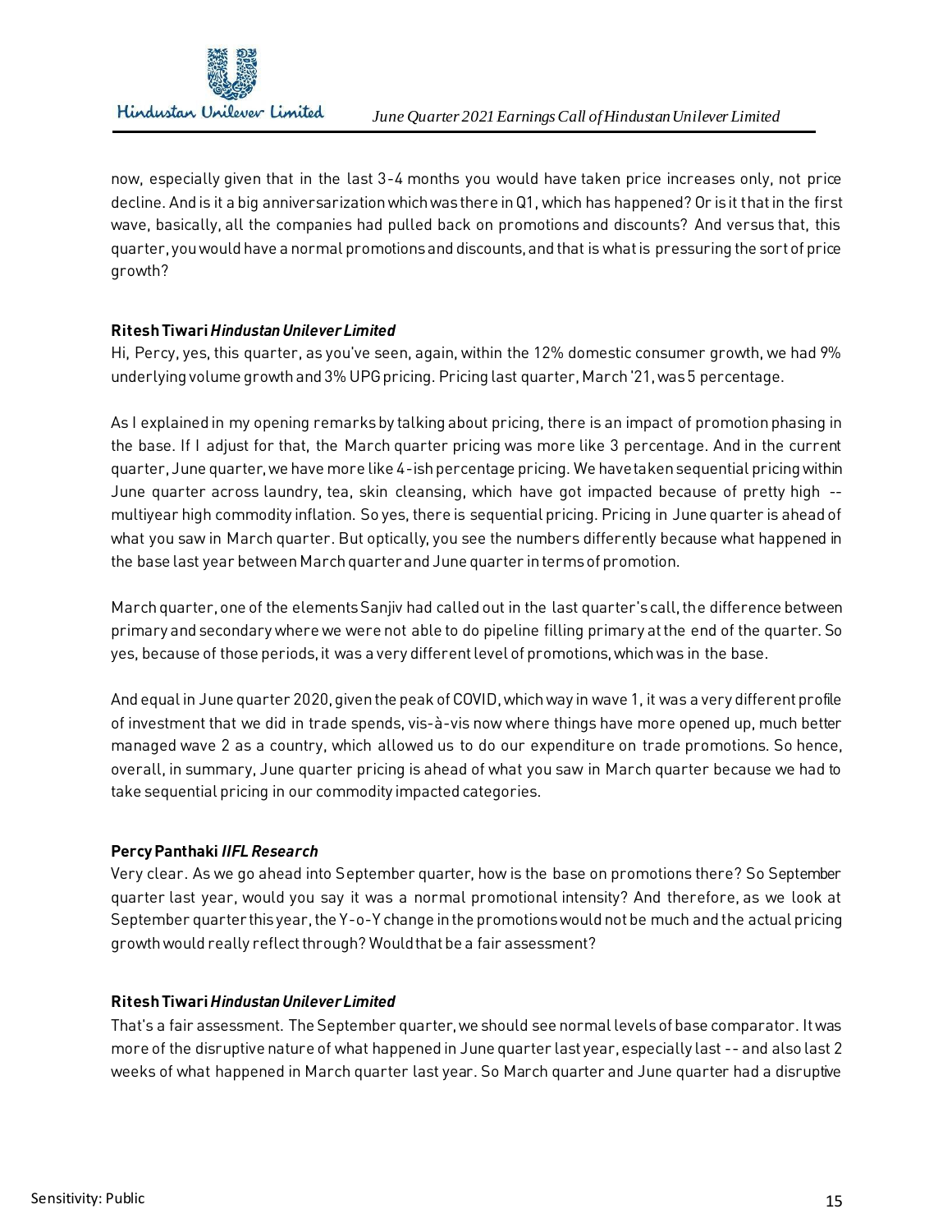now, especially given that in the last 3-4 months you would have taken price increases only, not price decline. And is it a big anniversarization which was there in Q1, which has happened? Or is it that in the first wave, basically, all the companies had pulled back on promotions and discounts? And versus that, this quarter, you would have a normal promotions and discounts, and that is what is pressuring the sort of price growth?

**Ritesh Tiwari** ***Hindustan Unilever Limited***
Hi, Percy, yes, this quarter, as you've seen, again, within the 12% domestic consumer growth, we had 9% underlying volume growth and 3% UPG pricing. Pricing last quarter, March '21, was 5 percentage.

As I explained in my opening remarks by talking about pricing, there is an impact of promotion phasing in the base. If I adjust for that, the March quarter pricing was more like 3 percentage. And in the current quarter, June quarter, we have more like 4-ish percentage pricing. We have taken sequential pricing within June quarter across laundry, tea, skin cleansing, which have got impacted because of pretty high -- multiyear high commodity inflation. So yes, there is sequential pricing. Pricing in June quarter is ahead of what you saw in March quarter. But optically, you see the numbers differently because what happened in the base last year between March quarter and June quarter in terms of promotion.

March quarter, one of the elements Sanjiv had called out in the last quarter's call, the difference between primary and secondary where we were not able to do pipeline filling primary at the end of the quarter. So yes, because of those periods, it was a very different level of promotions, which was in the base.

And equal in June quarter 2020, given the peak of COVID, which way in wave 1, it was a very different profile of investment that we did in trade spends, vis-à-vis now where things have more opened up, much better managed wave 2 as a country, which allowed us to do our expenditure on trade promotions. So hence, overall, in summary, June quarter pricing is ahead of what you saw in March quarter because we had to take sequential pricing in our commodity impacted categories.

**Percy Panthaki** ***IIFL Research***
Very clear. As we go ahead into September quarter, how is the base on promotions there? So September quarter last year, would you say it was a normal promotional intensity? And therefore, as we look at September quarter this year, the Y-o-Y change in the promotions would not be much and the actual pricing growth would really reflect through? Would that be a fair assessment?

**Ritesh Tiwari** ***Hindustan Unilever Limited***
That's a fair assessment. The September quarter, we should see normal levels of base comparator. It was more of the disruptive nature of what happened in June quarter last year, especially last -- and also last 2 weeks of what happened in March quarter last year. So March quarter and June quarter had a disruptive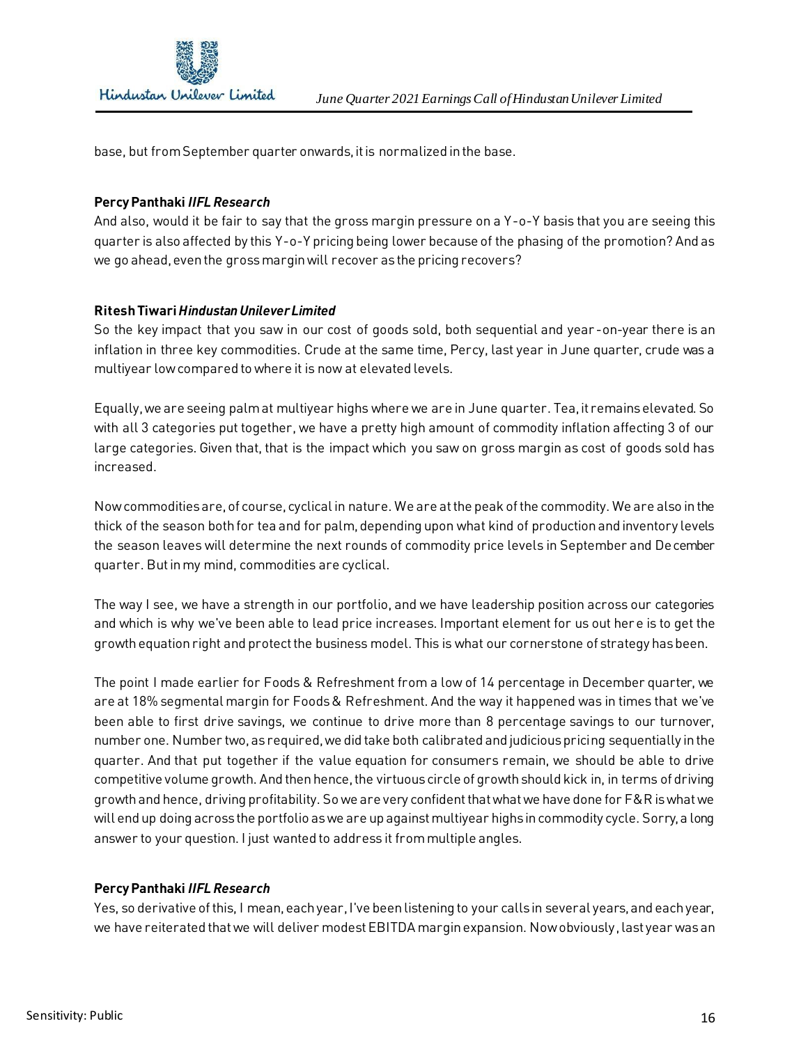base, but from September quarter onwards, it is normalized in the base.

**Percy Panthaki** ***IIFL Research***

And also, would it be fair to say that the gross margin pressure on a Y-o-Y basis that you are seeing this quarter is also affected by this Y-o-Y pricing being lower because of the phasing of the promotion? And as we go ahead, even the gross margin will recover as the pricing recovers?

**Ritesh Tiwari** ***Hindustan Unilever Limited***

So the key impact that you saw in our cost of goods sold, both sequential and year-on-year there is an inflation in three key commodities. Crude at the same time, Percy, last year in June quarter, crude was a multiyear low compared to where it is now at elevated levels.

Equally, we are seeing palm at multiyear highs where we are in June quarter. Tea, it remains elevated. So with all 3 categories put together, we have a pretty high amount of commodity inflation affecting 3 of our large categories. Given that, that is the impact which you saw on gross margin as cost of goods sold has increased.

Now commodities are, of course, cyclical in nature. We are at the peak of the commodity. We are also in the thick of the season both for tea and for palm, depending upon what kind of production and inventory levels the season leaves will determine the next rounds of commodity price levels in September and December quarter. But in my mind, commodities are cyclical.

The way I see, we have a strength in our portfolio, and we have leadership position across our categories and which is why we've been able to lead price increases. Important element for us out here is to get the growth equation right and protect the business model. This is what our cornerstone of strategy has been.

The point I made earlier for Foods & Refreshment from a low of 14 percentage in December quarter, we are at 18% segmental margin for Foods & Refreshment. And the way it happened was in times that we've been able to first drive savings, we continue to drive more than 8 percentage savings to our turnover, number one. Number two, as required, we did take both calibrated and judicious pricing sequentially in the quarter. And that put together if the value equation for consumers remain, we should be able to drive competitive volume growth. And then hence, the virtuous circle of growth should kick in, in terms of driving growth and hence, driving profitability. So we are very confident that what we have done for F&R is what we will end up doing across the portfolio as we are up against multiyear highs in commodity cycle. Sorry, a long answer to your question. I just wanted to address it from multiple angles.

**Percy Panthaki** ***IIFL Research***

Yes, so derivative of this, I mean, each year, I've been listening to your calls in several years, and each year, we have reiterated that we will deliver modest EBITDA margin expansion. Now obviously, last year was an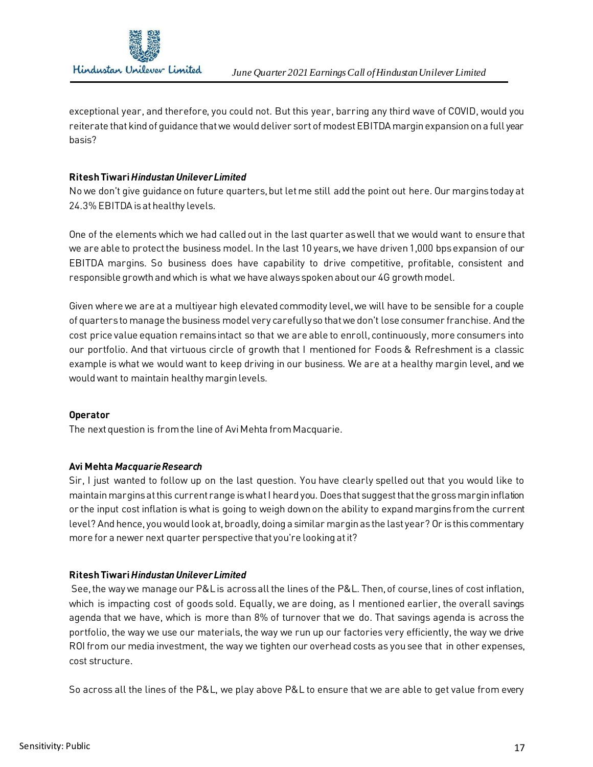exceptional year, and therefore, you could not. But this year, barring any third wave of COVID, would you reiterate that kind of guidance that we would deliver sort of modest EBITDA margin expansion on a full year basis?

**Ritesh Tiwari** ***Hindustan Unilever Limited***

No we don't give guidance on future quarters, but let me still add the point out here. Our margins today at 24.3% EBITDA is at healthy levels.

One of the elements which we had called out in the last quarter as well that we would want to ensure that we are able to protect the business model. In the last 10 years, we have driven 1,000 bps expansion of our EBITDA margins. So business does have capability to drive competitive, profitable, consistent and responsible growth and which is what we have always spoken about our 4G growth model.

Given where we are at a multiyear high elevated commodity level, we will have to be sensible for a couple of quarters to manage the business model very carefully so that we don't lose consumer franchise. And the cost price value equation remains intact so that we are able to enroll, continuously, more consumers into our portfolio. And that virtuous circle of growth that I mentioned for Foods & Refreshment is a classic example is what we would want to keep driving in our business. We are at a healthy margin level, and we would want to maintain healthy margin levels.

**Operator**

The next question is from the line of Avi Mehta from Macquarie.

**Avi Mehta** ***Macquarie Research***

Sir, I just wanted to follow up on the last question. You have clearly spelled out that you would like to maintain margins at this current range is what I heard you. Does that suggest that the gross margin inflation or the input cost inflation is what is going to weigh down on the ability to expand margins from the current level? And hence, you would look at, broadly, doing a similar margin as the last year? Or is this commentary more for a newer next quarter perspective that you're looking at it?

**Ritesh Tiwari** ***Hindustan Unilever Limited***

See, the way we manage our P&L is across all the lines of the P&L. Then, of course, lines of cost inflation, which is impacting cost of goods sold. Equally, we are doing, as I mentioned earlier, the overall savings agenda that we have, which is more than 8% of turnover that we do. That savings agenda is across the portfolio, the way we use our materials, the way we run up our factories very efficiently, the way we drive ROI from our media investment, the way we tighten our overhead costs as you see that in other expenses, cost structure.

So across all the lines of the P&L, we play above P&L to ensure that we are able to get value from every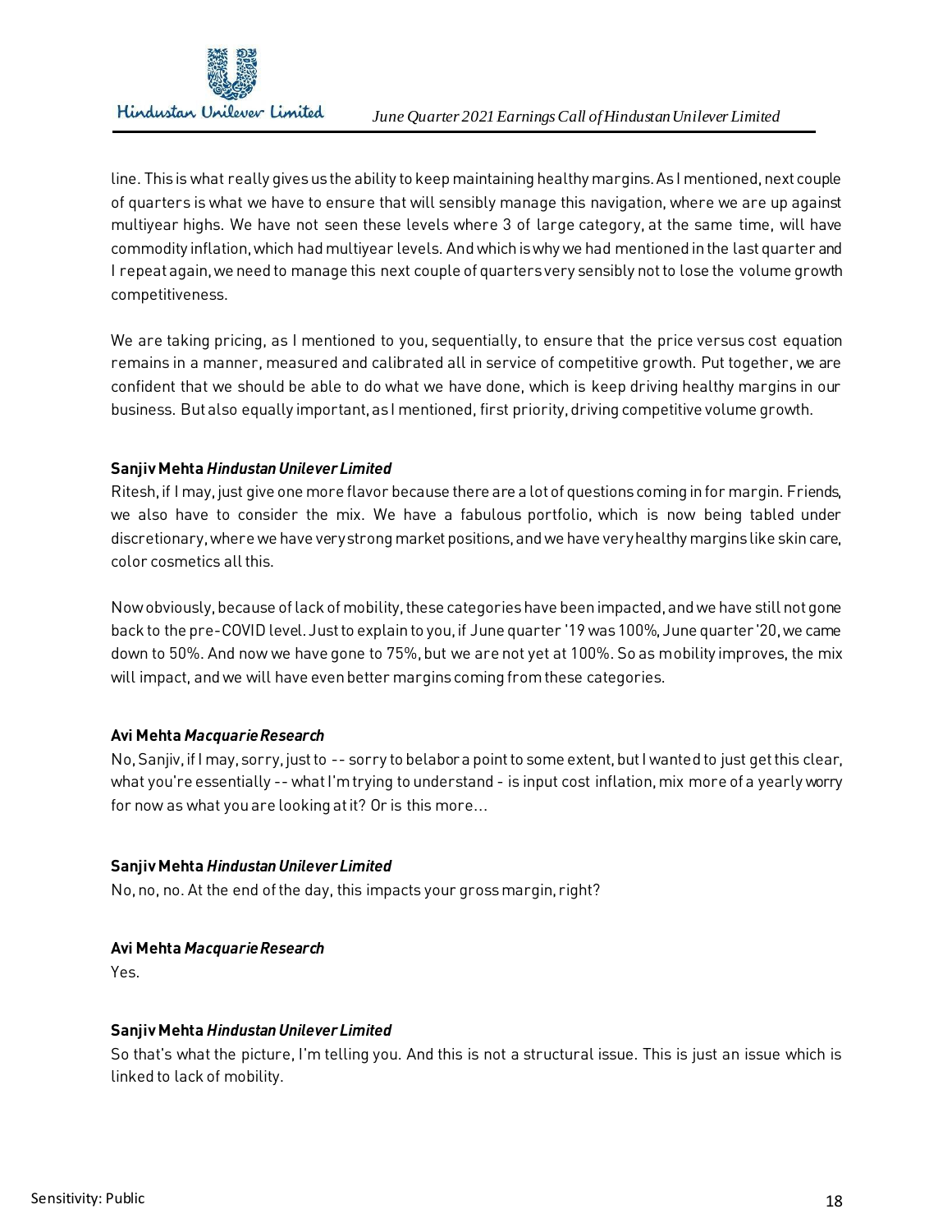line. This is what really gives us the ability to keep maintaining healthy margins. As I mentioned, next couple of quarters is what we have to ensure that will sensibly manage this navigation, where we are up against multiyear highs. We have not seen these levels where 3 of large category, at the same time, will have commodity inflation, which had multiyear levels. And which is why we had mentioned in the last quarter and I repeat again, we need to manage this next couple of quarters very sensibly not to lose the volume growth competitiveness.

We are taking pricing, as I mentioned to you, sequentially, to ensure that the price versus cost equation remains in a manner, measured and calibrated all in service of competitive growth. Put together, we are confident that we should be able to do what we have done, which is keep driving healthy margins in our business. But also equally important, as I mentioned, first priority, driving competitive volume growth.

**Sanjiv Mehta *Hindustan Unilever Limited***

Ritesh, if I may, just give one more flavor because there are a lot of questions coming in for margin. Friends, we also have to consider the mix. We have a fabulous portfolio, which is now being tabled under discretionary, where we have very strong market positions, and we have very healthy margins like skin care, color cosmetics all this.

Now obviously, because of lack of mobility, these categories have been impacted, and we have still not gone back to the pre-COVID level. Just to explain to you, if June quarter '19 was 100%, June quarter '20, we came down to 50%. And now we have gone to 75%, but we are not yet at 100%. So as mobility improves, the mix will impact, and we will have even better margins coming from these categories.

**Avi Mehta *Macquarie Research***

No, Sanjiv, if I may, sorry, just to -- sorry to belabor a point to some extent, but I wanted to just get this clear, what you're essentially -- what I'm trying to understand - is input cost inflation, mix more of a yearly worry for now as what you are looking at it? Or is this more…

**Sanjiv Mehta *Hindustan Unilever Limited***

No, no, no. At the end of the day, this impacts your gross margin, right?

**Avi Mehta *Macquarie Research***

Yes.

**Sanjiv Mehta *Hindustan Unilever Limited***

So that's what the picture, I'm telling you. And this is not a structural issue. This is just an issue which is linked to lack of mobility.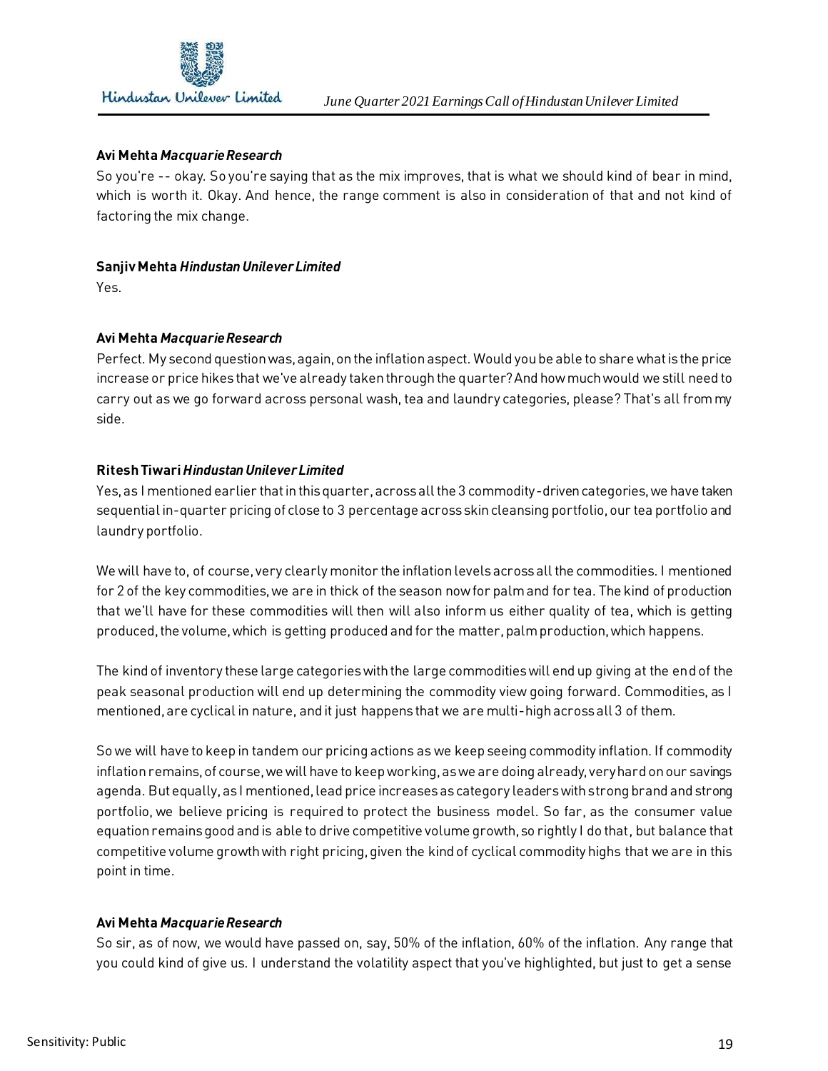**Avi Mehta** ***Macquarie Research***

So you're -- okay. So you're saying that as the mix improves, that is what we should kind of bear in mind, which is worth it. Okay. And hence, the range comment is also in consideration of that and not kind of factoring the mix change.

**Sanjiv Mehta** ***Hindustan Unilever Limited***

Yes.

**Avi Mehta** ***Macquarie Research***

Perfect. My second question was, again, on the inflation aspect. Would you be able to share what is the price increase or price hikes that we've already taken through the quarter? And how much would we still need to carry out as we go forward across personal wash, tea and laundry categories, please? That's all from my side.

**Ritesh Tiwari** ***Hindustan Unilever Limited***

Yes, as I mentioned earlier that in this quarter, across all the 3 commodity-driven categories, we have taken sequential in-quarter pricing of close to 3 percentage across skin cleansing portfolio, our tea portfolio and laundry portfolio.

We will have to, of course, very clearly monitor the inflation levels across all the commodities. I mentioned for 2 of the key commodities, we are in thick of the season now for palm and for tea. The kind of production that we'll have for these commodities will then will also inform us either quality of tea, which is getting produced, the volume, which is getting produced and for the matter, palm production, which happens.

The kind of inventory these large categories with the large commodities will end up giving at the end of the peak seasonal production will end up determining the commodity view going forward. Commodities, as I mentioned, are cyclical in nature, and it just happens that we are multi-high across all 3 of them.

So we will have to keep in tandem our pricing actions as we keep seeing commodity inflation. If commodity inflation remains, of course, we will have to keep working, as we are doing already, very hard on our savings agenda. But equally, as I mentioned, lead price increases as category leaders with strong brand and strong portfolio, we believe pricing is required to protect the business model. So far, as the consumer value equation remains good and is able to drive competitive volume growth, so rightly I do that, but balance that competitive volume growth with right pricing, given the kind of cyclical commodity highs that we are in this point in time.

**Avi Mehta** ***Macquarie Research***

So sir, as of now, we would have passed on, say, 50% of the inflation, 60% of the inflation. Any range that you could kind of give us. I understand the volatility aspect that you've highlighted, but just to get a sense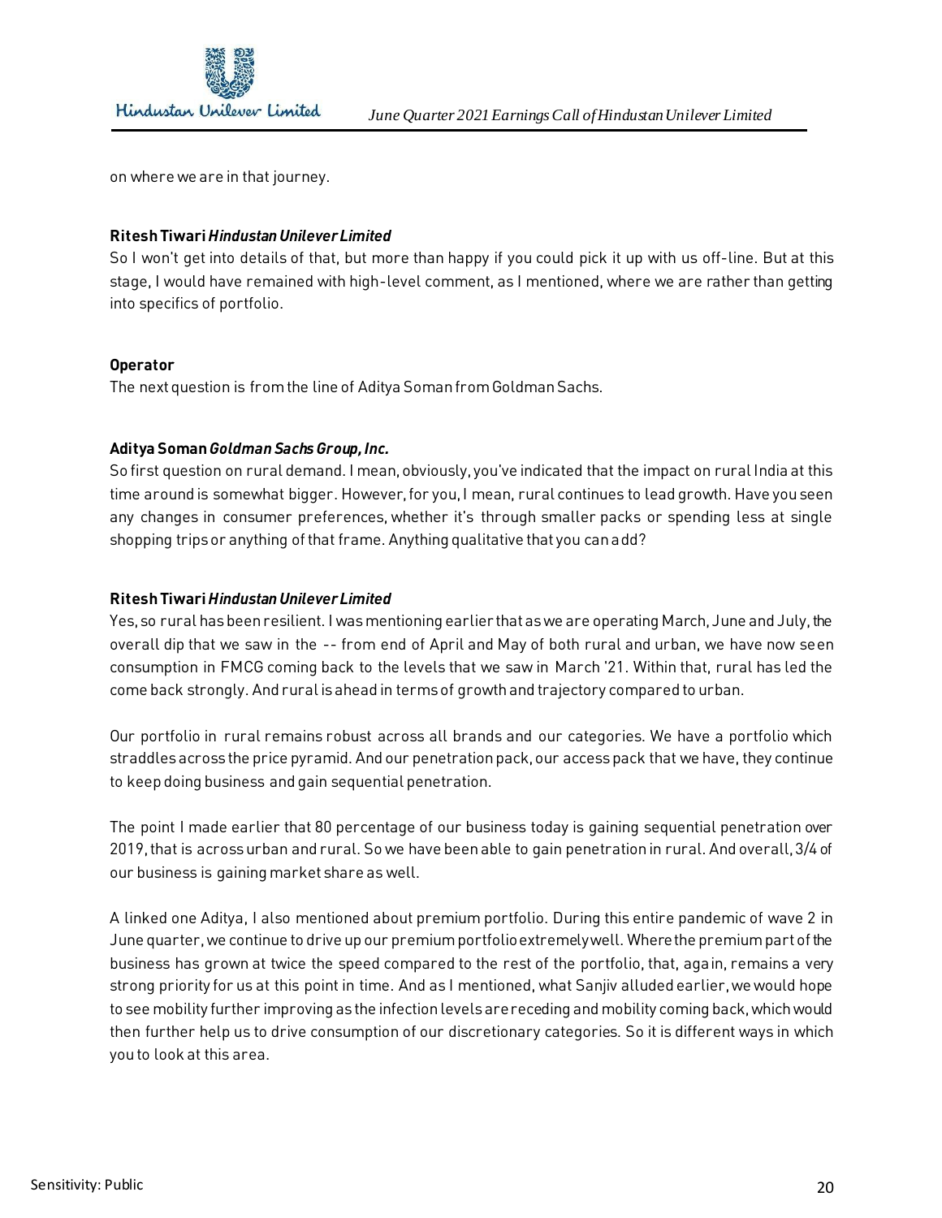on where we are in that journey.

**Ritesh Tiwari** ***Hindustan Unilever Limited***

So I won't get into details of that, but more than happy if you could pick it up with us off-line. But at this stage, I would have remained with high-level comment, as I mentioned, where we are rather than getting into specifics of portfolio.

**Operator**

The next question is from the line of Aditya Soman from Goldman Sachs.

**Aditya Soman** ***Goldman Sachs Group, Inc.***

So first question on rural demand. I mean, obviously, you've indicated that the impact on rural India at this time around is somewhat bigger. However, for you, I mean, rural continues to lead growth. Have you seen any changes in consumer preferences, whether it's through smaller packs or spending less at single shopping trips or anything of that frame. Anything qualitative that you can add?

**Ritesh Tiwari** ***Hindustan Unilever Limited***

Yes, so rural has been resilient. I was mentioning earlier that as we are operating March, June and July, the overall dip that we saw in the -- from end of April and May of both rural and urban, we have now seen consumption in FMCG coming back to the levels that we saw in March '21. Within that, rural has led the come back strongly. And rural is ahead in terms of growth and trajectory compared to urban.

Our portfolio in rural remains robust across all brands and our categories. We have a portfolio which straddles across the price pyramid. And our penetration pack, our access pack that we have, they continue to keep doing business and gain sequential penetration.

The point I made earlier that 80 percentage of our business today is gaining sequential penetration over 2019, that is across urban and rural. So we have been able to gain penetration in rural. And overall, 3/4 of our business is gaining market share as well.

A linked one Aditya, I also mentioned about premium portfolio. During this entire pandemic of wave 2 in June quarter, we continue to drive up our premium portfolio extremely well. Where the premium part of the business has grown at twice the speed compared to the rest of the portfolio, that, again, remains a very strong priority for us at this point in time. And as I mentioned, what Sanjiv alluded earlier, we would hope to see mobility further improving as the infection levels are receding and mobility coming back, which would then further help us to drive consumption of our discretionary categories. So it is different ways in which you to look at this area.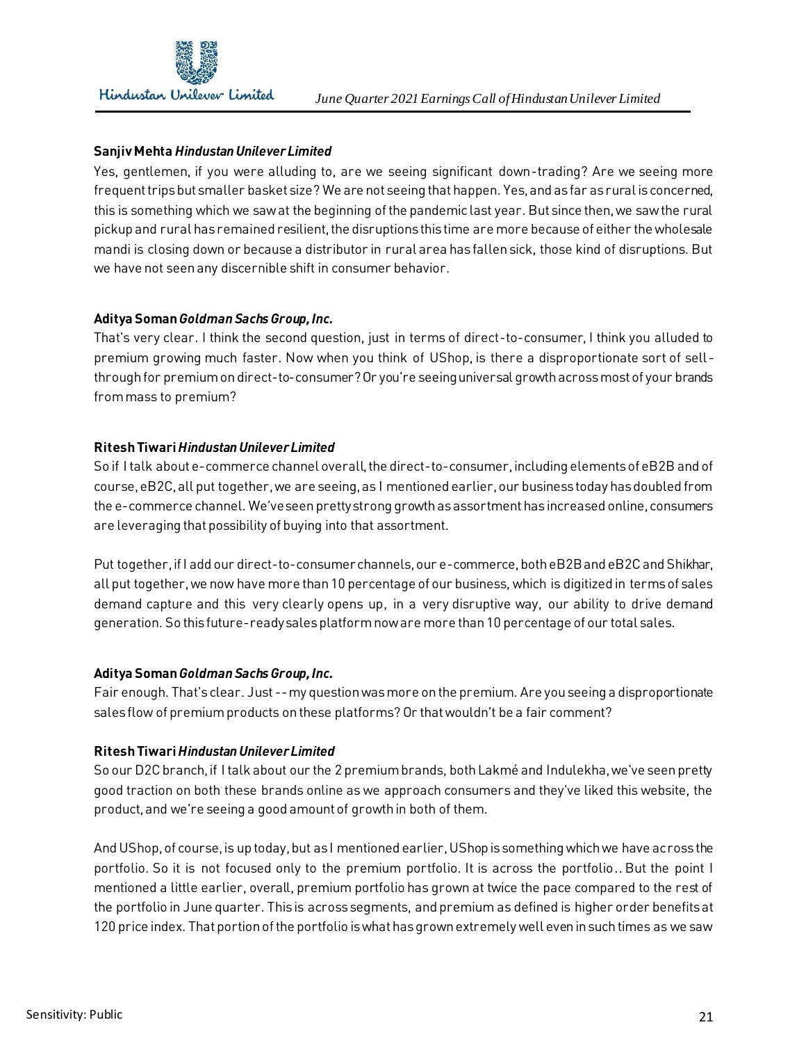**Sanjiv Mehta** ***Hindustan Unilever Limited***

Yes, gentlemen, if you were alluding to, are we seeing significant down-trading? Are we seeing more frequent trips but smaller basket size? We are not seeing that happen. Yes, and as far as rural is concerned, this is something which we saw at the beginning of the pandemic last year. But since then, we saw the rural pickup and rural has remained resilient, the disruptions this time are more because of either the wholesale mandi is closing down or because a distributor in rural area has fallen sick, those kind of disruptions. But we have not seen any discernible shift in consumer behavior.

**Aditya Soman** ***Goldman Sachs Group, Inc.***

That's very clear. I think the second question, just in terms of direct-to-consumer, I think you alluded to premium growing much faster. Now when you think of UShop, is there a disproportionate sort of sell-through for premium on direct-to-consumer? Or you're seeing universal growth across most of your brands from mass to premium?

**Ritesh Tiwari** ***Hindustan Unilever Limited***

So if I talk about e-commerce channel overall, the direct-to-consumer, including elements of eB2B and of course, eB2C, all put together, we are seeing, as I mentioned earlier, our business today has doubled from the e-commerce channel. We've seen pretty strong growth as assortment has increased online, consumers are leveraging that possibility of buying into that assortment.

Put together, if I add our direct-to-consumer channels, our e-commerce, both eB2B and eB2C and Shikhar, all put together, we now have more than 10 percentage of our business, which is digitized in terms of sales demand capture and this very clearly opens up, in a very disruptive way, our ability to drive demand generation. So this future-ready sales platform now are more than 10 percentage of our total sales.

**Aditya Soman** ***Goldman Sachs Group, Inc.***

Fair enough. That's clear. Just -- my question was more on the premium. Are you seeing a disproportionate sales flow of premium products on these platforms? Or that wouldn't be a fair comment?

**Ritesh Tiwari** ***Hindustan Unilever Limited***

So our D2C branch, if I talk about our the 2 premium brands, both Lakmé and Indulekha, we've seen pretty good traction on both these brands online as we approach consumers and they've liked this website, the product, and we're seeing a good amount of growth in both of them.

And UShop, of course, is up today, but as I mentioned earlier, UShop is something which we have across the portfolio. So it is not focused only to the premium portfolio. It is across the portfolio.. But the point I mentioned a little earlier, overall, premium portfolio has grown at twice the pace compared to the rest of the portfolio in June quarter. This is across segments, and premium as defined is higher order benefits at 120 price index. That portion of the portfolio is what has grown extremely well even in such times as we saw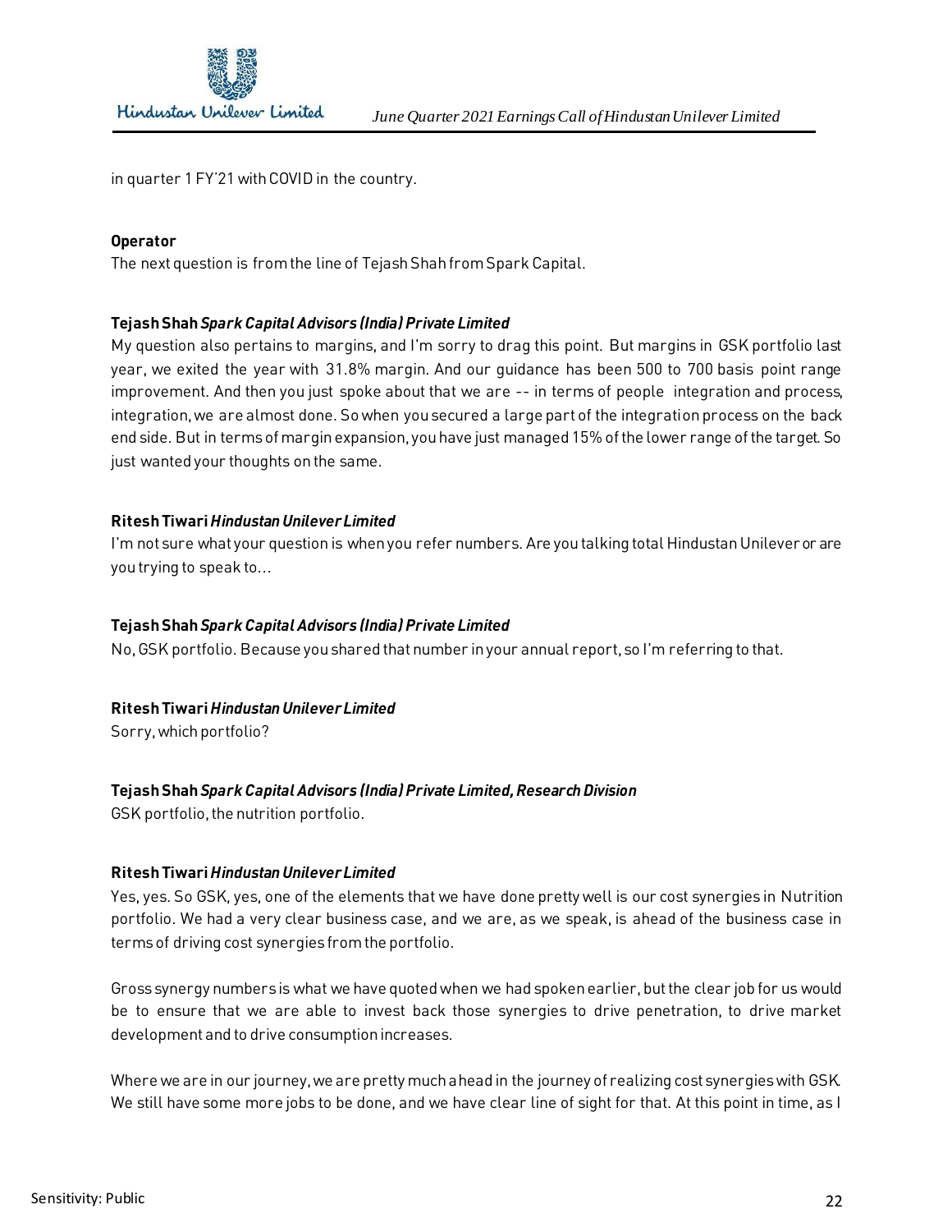in quarter 1 FY'21 with COVID in the country.

**Operator**
The next question is from the line of Tejash Shah from Spark Capital.

**Tejash Shah** ***Spark Capital Advisors (India) Private Limited***
My question also pertains to margins, and I'm sorry to drag this point. But margins in GSK portfolio last year, we exited the year with 31.8% margin. And our guidance has been 500 to 700 basis point range improvement. And then you just spoke about that we are -- in terms of people integration and process, integration, we are almost done. So when you secured a large part of the integration process on the back end side. But in terms of margin expansion, you have just managed 15% of the lower range of the target. So just wanted your thoughts on the same.

**Ritesh Tiwari** ***Hindustan Unilever Limited***
I'm not sure what your question is when you refer numbers. Are you talking total Hindustan Unilever or are you trying to speak to…

**Tejash Shah** ***Spark Capital Advisors (India) Private Limited***
No, GSK portfolio. Because you shared that number in your annual report, so I'm referring to that.

**Ritesh Tiwari** ***Hindustan Unilever Limited***
Sorry, which portfolio?

**Tejash Shah** ***Spark Capital Advisors (India) Private Limited, Research Division***
GSK portfolio, the nutrition portfolio.

**Ritesh Tiwari** ***Hindustan Unilever Limited***
Yes, yes. So GSK, yes, one of the elements that we have done pretty well is our cost synergies in Nutrition portfolio. We had a very clear business case, and we are, as we speak, is ahead of the business case in terms of driving cost synergies from the portfolio.

Gross synergy numbers is what we have quoted when we had spoken earlier, but the clear job for us would be to ensure that we are able to invest back those synergies to drive penetration, to drive market development and to drive consumption increases.

Where we are in our journey, we are pretty much ahead in the journey of realizing cost synergies with GSK. We still have some more jobs to be done, and we have clear line of sight for that. At this point in time, as I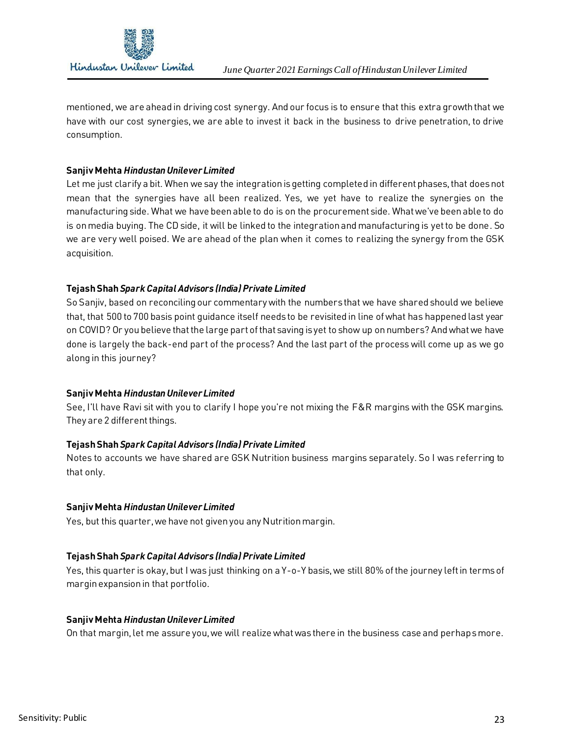mentioned, we are ahead in driving cost synergy. And our focus is to ensure that this extra growth that we have with our cost synergies, we are able to invest it back in the business to drive penetration, to drive consumption.

**Sanjiv Mehta** ***Hindustan Unilever Limited***

Let me just clarify a bit. When we say the integration is getting completed in different phases, that does not mean that the synergies have all been realized. Yes, we yet have to realize the synergies on the manufacturing side. What we have been able to do is on the procurement side. What we've been able to do is on media buying. The CD side, it will be linked to the integration and manufacturing is yet to be done. So we are very well poised. We are ahead of the plan when it comes to realizing the synergy from the GSK acquisition.

**Tejash Shah** ***Spark Capital Advisors (India) Private Limited***

So Sanjiv, based on reconciling our commentary with the numbers that we have shared should we believe that, that 500 to 700 basis point guidance itself needs to be revisited in line of what has happened last year on COVID? Or you believe that the large part of that saving is yet to show up on numbers? And what we have done is largely the back-end part of the process? And the last part of the process will come up as we go along in this journey?

**Sanjiv Mehta** ***Hindustan Unilever Limited***

See, I'll have Ravi sit with you to clarify I hope you're not mixing the F&R margins with the GSK margins. They are 2 different things.

**Tejash Shah** ***Spark Capital Advisors (India) Private Limited***

Notes to accounts we have shared are GSK Nutrition business margins separately. So I was referring to that only.

**Sanjiv Mehta** ***Hindustan Unilever Limited***

Yes, but this quarter, we have not given you any Nutrition margin.

**Tejash Shah** ***Spark Capital Advisors (India) Private Limited***

Yes, this quarter is okay, but I was just thinking on a Y-o-Y basis, we still 80% of the journey left in terms of margin expansion in that portfolio.

**Sanjiv Mehta** ***Hindustan Unilever Limited***

On that margin, let me assure you, we will realize what was there in the business case and perhaps more.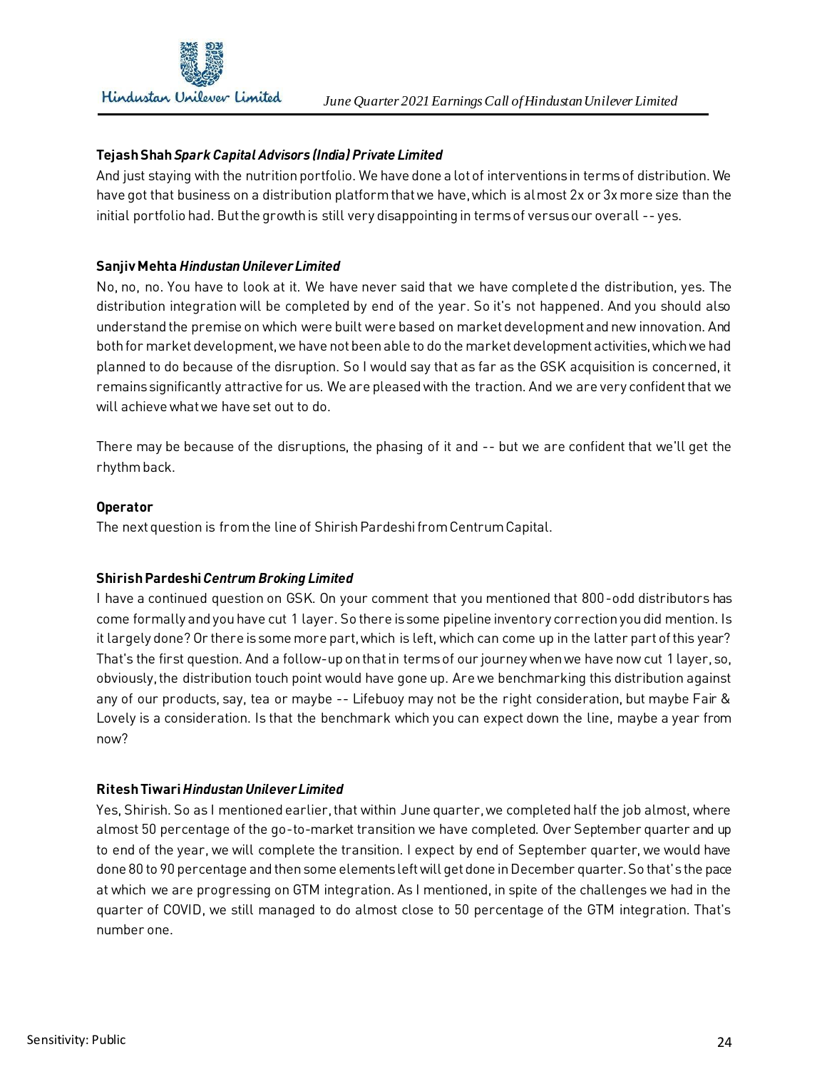**Tejash Shah** ***Spark Capital Advisors (India) Private Limited***

And just staying with the nutrition portfolio. We have done a lot of interventions in terms of distribution. We have got that business on a distribution platform that we have, which is almost 2x or 3x more size than the initial portfolio had. But the growth is still very disappointing in terms of versus our overall -- yes.

**Sanjiv Mehta** ***Hindustan Unilever Limited***

No, no, no. You have to look at it. We have never said that we have completed the distribution, yes. The distribution integration will be completed by end of the year. So it's not happened. And you should also understand the premise on which were built were based on market development and new innovation. And both for market development, we have not been able to do the market development activities, which we had planned to do because of the disruption. So I would say that as far as the GSK acquisition is concerned, it remains significantly attractive for us. We are pleased with the traction. And we are very confident that we will achieve what we have set out to do.

There may be because of the disruptions, the phasing of it and -- but we are confident that we'll get the rhythm back.

**Operator**

The next question is from the line of Shirish Pardeshi from Centrum Capital.

**Shirish Pardeshi** ***Centrum Broking Limited***

I have a continued question on GSK. On your comment that you mentioned that 800-odd distributors has come formally and you have cut 1 layer. So there is some pipeline inventory correction you did mention. Is it largely done? Or there is some more part, which is left, which can come up in the latter part of this year? That's the first question. And a follow-up on that in terms of our journey when we have now cut 1 layer, so, obviously, the distribution touch point would have gone up. Are we benchmarking this distribution against any of our products, say, tea or maybe -- Lifebuoy may not be the right consideration, but maybe Fair & Lovely is a consideration. Is that the benchmark which you can expect down the line, maybe a year from now?

**Ritesh Tiwari** ***Hindustan Unilever Limited***

Yes, Shirish. So as I mentioned earlier, that within June quarter, we completed half the job almost, where almost 50 percentage of the go-to-market transition we have completed. Over September quarter and up to end of the year, we will complete the transition. I expect by end of September quarter, we would have done 80 to 90 percentage and then some elements left will get done in December quarter. So that's the pace at which we are progressing on GTM integration. As I mentioned, in spite of the challenges we had in the quarter of COVID, we still managed to do almost close to 50 percentage of the GTM integration. That's number one.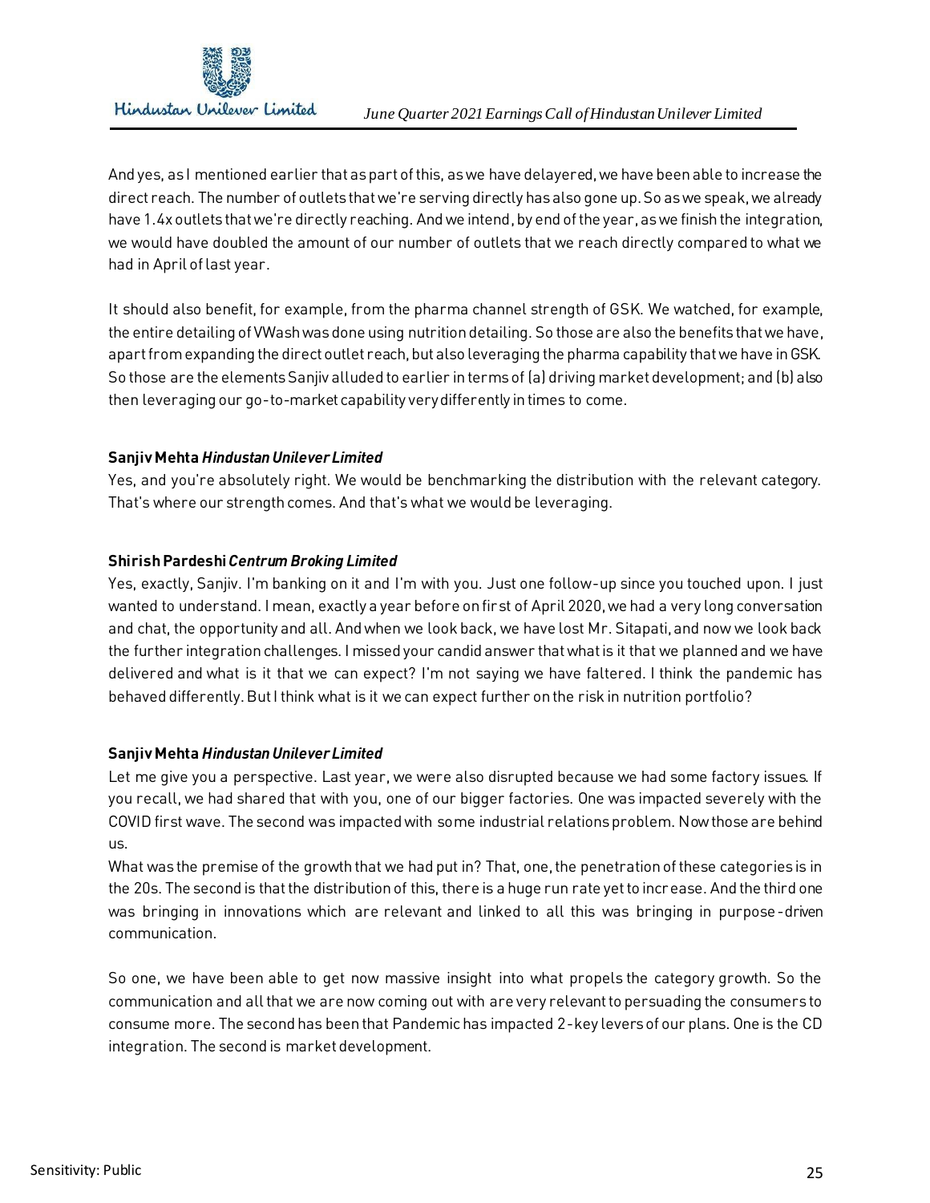And yes, as I mentioned earlier that as part of this, as we have delayered, we have been able to increase the direct reach. The number of outlets that we're serving directly has also gone up. So as we speak, we already have 1.4x outlets that we're directly reaching. And we intend, by end of the year, as we finish the integration, we would have doubled the amount of our number of outlets that we reach directly compared to what we had in April of last year.

It should also benefit, for example, from the pharma channel strength of GSK. We watched, for example, the entire detailing of VWash was done using nutrition detailing. So those are also the benefits that we have, apart from expanding the direct outlet reach, but also leveraging the pharma capability that we have in GSK. So those are the elements Sanjiv alluded to earlier in terms of (a) driving market development; and (b) also then leveraging our go-to-market capability very differently in times to come.

**Sanjiv Mehta *Hindustan Unilever Limited***

Yes, and you're absolutely right. We would be benchmarking the distribution with the relevant category. That's where our strength comes. And that's what we would be leveraging.

**Shirish Pardeshi *Centrum Broking Limited***

Yes, exactly, Sanjiv. I'm banking on it and I'm with you. Just one follow-up since you touched upon. I just wanted to understand. I mean, exactly a year before on first of April 2020, we had a very long conversation and chat, the opportunity and all. And when we look back, we have lost Mr. Sitapati, and now we look back the further integration challenges. I missed your candid answer that what is it that we planned and we have delivered and what is it that we can expect? I'm not saying we have faltered. I think the pandemic has behaved differently. But I think what is it we can expect further on the risk in nutrition portfolio?

**Sanjiv Mehta *Hindustan Unilever Limited***

Let me give you a perspective. Last year, we were also disrupted because we had some factory issues. If you recall, we had shared that with you, one of our bigger factories. One was impacted severely with the COVID first wave. The second was impacted with some industrial relations problem. Now those are behind us.

What was the premise of the growth that we had put in? That, one, the penetration of these categories is in the 20s. The second is that the distribution of this, there is a huge run rate yet to increase. And the third one was bringing in innovations which are relevant and linked to all this was bringing in purpose-driven communication.

So one, we have been able to get now massive insight into what propels the category growth. So the communication and all that we are now coming out with are very relevant to persuading the consumers to consume more. The second has been that Pandemic has impacted 2-key levers of our plans. One is the CD integration. The second is market development.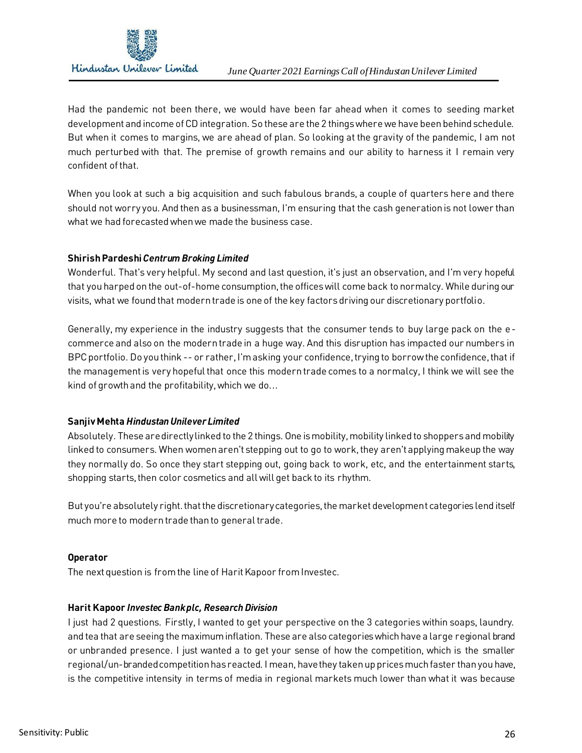Had the pandemic not been there, we would have been far ahead when it comes to seeding market development and income of CD integration. So these are the 2 things where we have been behind schedule. But when it comes to margins, we are ahead of plan. So looking at the gravity of the pandemic, I am not much perturbed with that. The premise of growth remains and our ability to harness it I remain very confident of that.

When you look at such a big acquisition and such fabulous brands, a couple of quarters here and there should not worry you. And then as a businessman, I'm ensuring that the cash generation is not lower than what we had forecasted when we made the business case.

**Shirish Pardeshi** ***Centrum Broking Limited***
Wonderful. That's very helpful. My second and last question, it's just an observation, and I'm very hopeful that you harped on the out-of-home consumption, the offices will come back to normalcy. While during our visits, what we found that modern trade is one of the key factors driving our discretionary portfolio.

Generally, my experience in the industry suggests that the consumer tends to buy large pack on the e-commerce and also on the modern trade in a huge way. And this disruption has impacted our numbers in BPC portfolio. Do you think -- or rather, I'm asking your confidence, trying to borrow the confidence, that if the management is very hopeful that once this modern trade comes to a normalcy, I think we will see the kind of growth and the profitability, which we do...

**Sanjiv Mehta** ***Hindustan Unilever Limited***
Absolutely. These are directly linked to the 2 things. One is mobility, mobility linked to shoppers and mobility linked to consumers. When women aren't stepping out to go to work, they aren't applying makeup the way they normally do. So once they start stepping out, going back to work, etc, and the entertainment starts, shopping starts, then color cosmetics and all will get back to its rhythm.

But you're absolutely right. that the discretionary categories, the market development categories lend itself much more to modern trade than to general trade.

**Operator**
The next question is from the line of Harit Kapoor from Investec.

**Harit Kapoor** ***Investec Bank plc, Research Division***
I just had 2 questions. Firstly, I wanted to get your perspective on the 3 categories within soaps, laundry. and tea that are seeing the maximum inflation. These are also categories which have a large regional brand or unbranded presence. I just wanted a to get your sense of how the competition, which is the smaller regional/un-branded competition has reacted. I mean, have they taken up prices much faster than you have, is the competitive intensity in terms of media in regional markets much lower than what it was because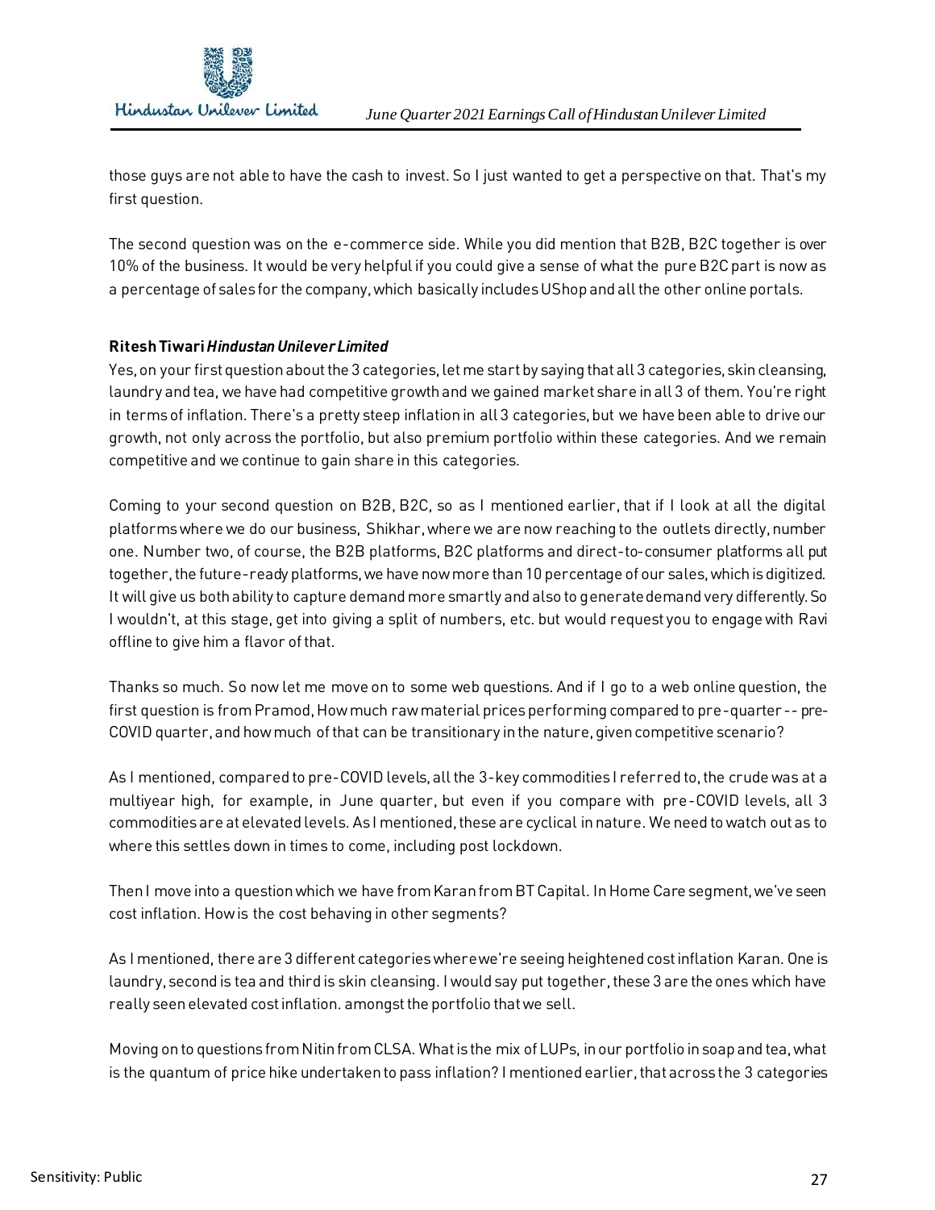those guys are not able to have the cash to invest. So I just wanted to get a perspective on that. That's my first question.

The second question was on the e-commerce side. While you did mention that B2B, B2C together is over 10% of the business. It would be very helpful if you could give a sense of what the pure B2C part is now as a percentage of sales for the company, which basically includes UShop and all the other online portals.

**Ritesh Tiwari** ***Hindustan Unilever Limited***

Yes, on your first question about the 3 categories, let me start by saying that all 3 categories, skin cleansing, laundry and tea, we have had competitive growth and we gained market share in all 3 of them. You're right in terms of inflation. There's a pretty steep inflation in all 3 categories, but we have been able to drive our growth, not only across the portfolio, but also premium portfolio within these categories. And we remain competitive and we continue to gain share in this categories.

Coming to your second question on B2B, B2C, so as I mentioned earlier, that if I look at all the digital platforms where we do our business, Shikhar, where we are now reaching to the outlets directly, number one. Number two, of course, the B2B platforms, B2C platforms and direct-to-consumer platforms all put together, the future-ready platforms, we have now more than 10 percentage of our sales, which is digitized. It will give us both ability to capture demand more smartly and also to generate demand very differently. So I wouldn't, at this stage, get into giving a split of numbers, etc. but would request you to engage with Ravi offline to give him a flavor of that.

Thanks so much. So now let me move on to some web questions. And if I go to a web online question, the first question is from Pramod, How much raw material prices performing compared to pre-quarter -- pre-COVID quarter, and how much of that can be transitionary in the nature, given competitive scenario?

As I mentioned, compared to pre-COVID levels, all the 3-key commodities I referred to, the crude was at a multiyear high, for example, in June quarter, but even if you compare with pre-COVID levels, all 3 commodities are at elevated levels. As I mentioned, these are cyclical in nature. We need to watch out as to where this settles down in times to come, including post lockdown.

Then I move into a question which we have from Karan from BT Capital. In Home Care segment, we've seen cost inflation. How is the cost behaving in other segments?

As I mentioned, there are 3 different categories where we're seeing heightened cost inflation Karan. One is laundry, second is tea and third is skin cleansing. I would say put together, these 3 are the ones which have really seen elevated cost inflation. amongst the portfolio that we sell.

Moving on to questions from Nitin from CLSA. What is the mix of LUPs, in our portfolio in soap and tea, what is the quantum of price hike undertaken to pass inflation? I mentioned earlier, that across the 3 categories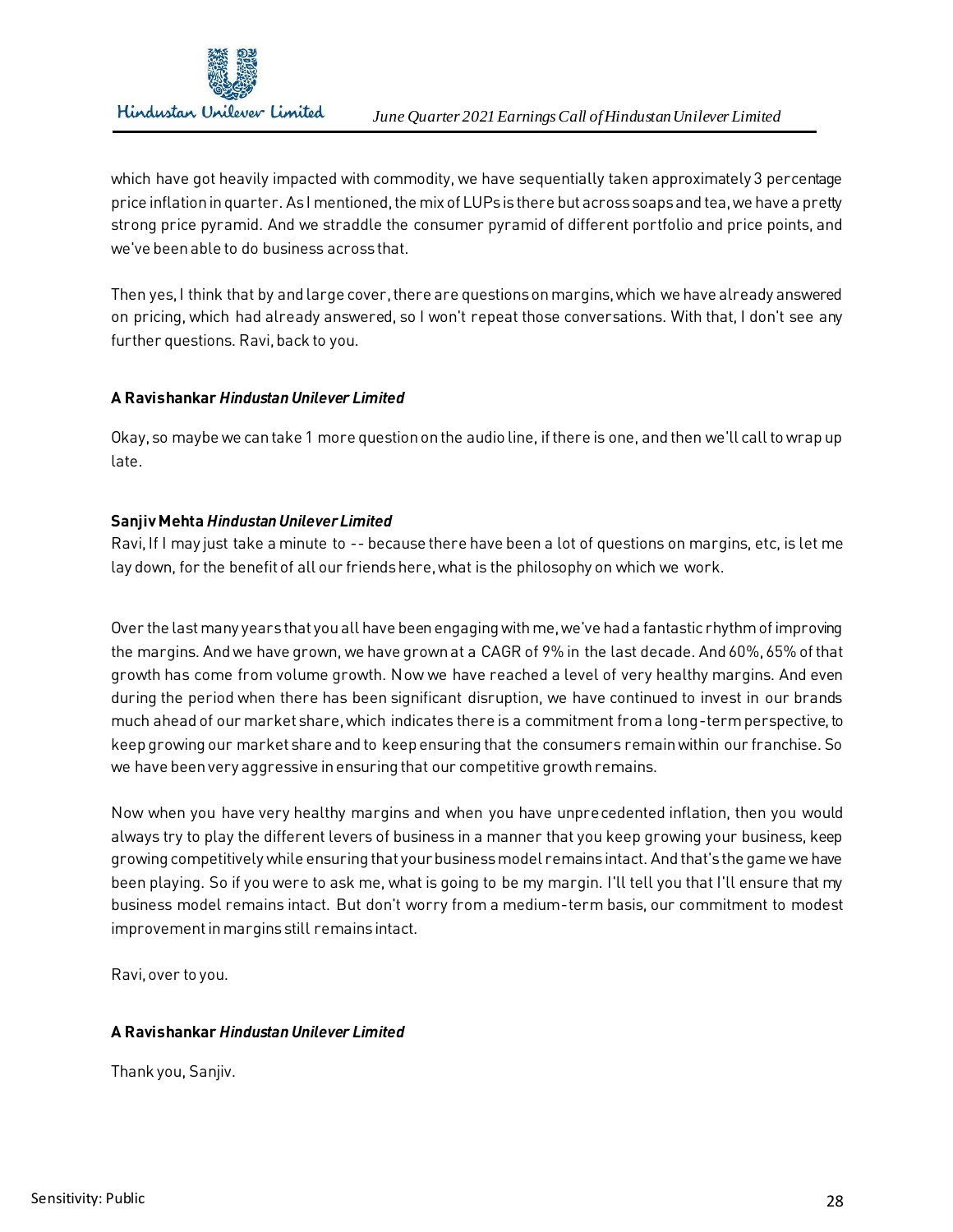which have got heavily impacted with commodity, we have sequentially taken approximately 3 percentage price inflation in quarter. As I mentioned, the mix of LUPs is there but across soaps and tea, we have a pretty strong price pyramid. And we straddle the consumer pyramid of different portfolio and price points, and we've been able to do business across that.

Then yes, I think that by and large cover, there are questions on margins, which we have already answered on pricing, which had already answered, so I won't repeat those conversations. With that, I don't see any further questions. Ravi, back to you.

**A Ravishankar** ***Hindustan Unilever Limited***

Okay, so maybe we can take 1 more question on the audio line, if there is one, and then we'll call to wrap up late.

**Sanjiv Mehta** ***Hindustan Unilever Limited***

Ravi, If I may just take a minute to -- because there have been a lot of questions on margins, etc, is let me lay down, for the benefit of all our friends here, what is the philosophy on which we work.

Over the last many years that you all have been engaging with me, we've had a fantastic rhythm of improving the margins. And we have grown, we have grown at a CAGR of 9% in the last decade. And 60%, 65% of that growth has come from volume growth. Now we have reached a level of very healthy margins. And even during the period when there has been significant disruption, we have continued to invest in our brands much ahead of our market share, which indicates there is a commitment from a long-term perspective, to keep growing our market share and to keep ensuring that the consumers remain within our franchise. So we have been very aggressive in ensuring that our competitive growth remains.

Now when you have very healthy margins and when you have unprecedented inflation, then you would always try to play the different levers of business in a manner that you keep growing your business, keep growing competitively while ensuring that your business model remains intact. And that's the game we have been playing. So if you were to ask me, what is going to be my margin. I'll tell you that I'll ensure that my business model remains intact. But don't worry from a medium-term basis, our commitment to modest improvement in margins still remains intact.

Ravi, over to you.

**A Ravishankar** ***Hindustan Unilever Limited***

Thank you, Sanjiv.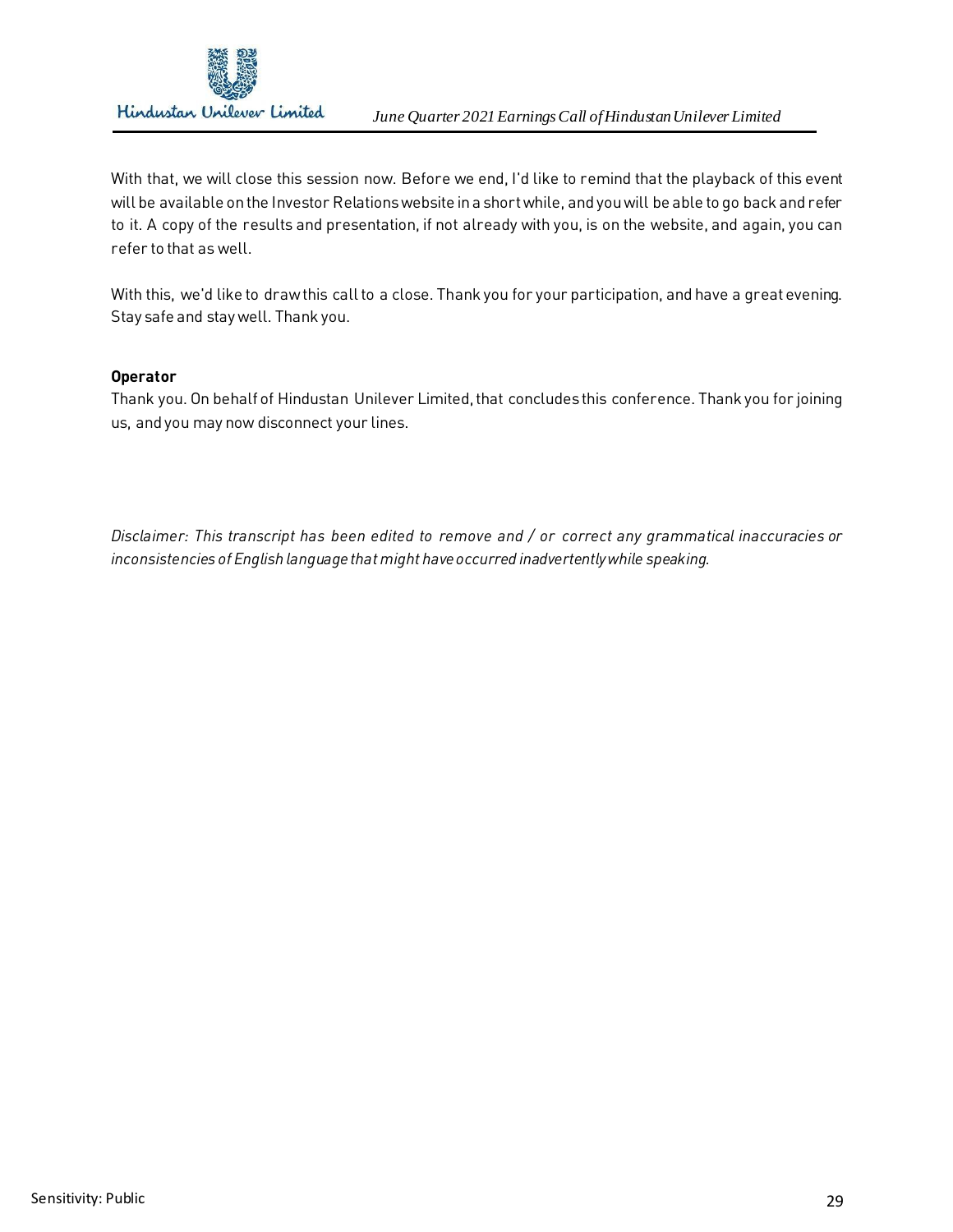With that, we will close this session now. Before we end, I'd like to remind that the playback of this event will be available on the Investor Relations website in a short while, and you will be able to go back and refer to it. A copy of the results and presentation, if not already with you, is on the website, and again, you can refer to that as well.

With this, we'd like to draw this call to a close. Thank you for your participation, and have a great evening. Stay safe and stay well. Thank you.

**Operator**
Thank you. On behalf of Hindustan Unilever Limited, that concludes this conference. Thank you for joining us, and you may now disconnect your lines.

*Disclaimer: This transcript has been edited to remove and / or correct any grammatical inaccuracies or inconsistencies of English language that might have occurred inadvertently while speaking.*